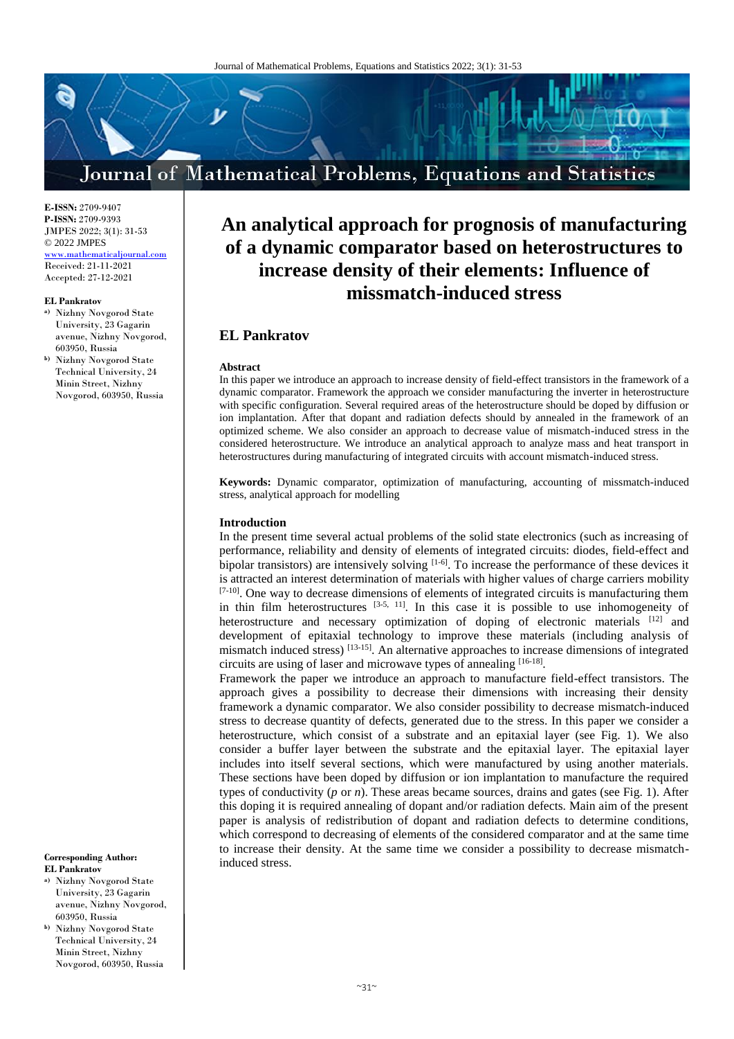**E-ISSN:** 2709-9407
**P-ISSN:** 2709-9393
JMPES 2022; 3(1): 31-53
© 2022 JMPES
www.mathematicaljournal.com
Received: 21-11-2021
Accepted: 27-12-2021

**EL Pankratov**
- a) Nizhny Novgorod State University, 23 Gagarin avenue, Nizhny Novgorod, 603950, Russia
- b) Nizhny Novgorod State Technical University, 24 Minin Street, Nizhny Novgorod, 603950, Russia

**Corresponding Author:**
**EL Pankratov**
- a) Nizhny Novgorod State University, 23 Gagarin avenue, Nizhny Novgorod, 603950, Russia
- b) Nizhny Novgorod State Technical University, 24 Minin Street, Nizhny Novgorod, 603950, Russia

# An analytical approach for prognosis of manufacturing of a dynamic comparator based on heterostructures to increase density of their elements: Influence of missmatch-induced stress

## EL Pankratov

### Abstract

In this paper we introduce an approach to increase density of field-effect transistors in the framework of a dynamic comparator. Framework the approach we consider manufacturing the inverter in heterostructure with specific configuration. Several required areas of the heterostructure should be doped by diffusion or ion implantation. After that dopant and radiation defects should by annealed in the framework of an optimized scheme. We also consider an approach to decrease value of mismatch-induced stress in the considered heterostructure. We introduce an analytical approach to analyze mass and heat transport in heterostructures during manufacturing of integrated circuits with account mismatch-induced stress.

**Keywords:** Dynamic comparator, optimization of manufacturing, accounting of missmatch-induced stress, analytical approach for modelling

### Introduction

In the present time several actual problems of the solid state electronics (such as increasing of performance, reliability and density of elements of integrated circuits: diodes, field-effect and bipolar transistors) are intensively solving [1-6]. To increase the performance of these devices it is attracted an interest determination of materials with higher values of charge carriers mobility [7-10]. One way to decrease dimensions of elements of integrated circuits is manufacturing them in thin film heterostructures [3-5, 11]. In this case it is possible to use inhomogeneity of heterostructure and necessary optimization of doping of electronic materials [12] and development of epitaxial technology to improve these materials (including analysis of mismatch induced stress) [13-15]. An alternative approaches to increase dimensions of integrated circuits are using of laser and microwave types of annealing [16-18].

Framework the paper we introduce an approach to manufacture field-effect transistors. The approach gives a possibility to decrease their dimensions with increasing their density framework a dynamic comparator. We also consider possibility to decrease mismatch-induced stress to decrease quantity of defects, generated due to the stress. In this paper we consider a heterostructure, which consist of a substrate and an epitaxial layer (see Fig. 1). We also consider a buffer layer between the substrate and the epitaxial layer. The epitaxial layer includes into itself several sections, which were manufactured by using another materials. These sections have been doped by diffusion or ion implantation to manufacture the required types of conductivity (*p* or *n*). These areas became sources, drains and gates (see Fig. 1). After this doping it is required annealing of dopant and/or radiation defects. Main aim of the present paper is analysis of redistribution of dopant and radiation defects to determine conditions, which correspond to decreasing of elements of the considered comparator and at the same time to increase their density. At the same time we consider a possibility to decrease mismatch-induced stress.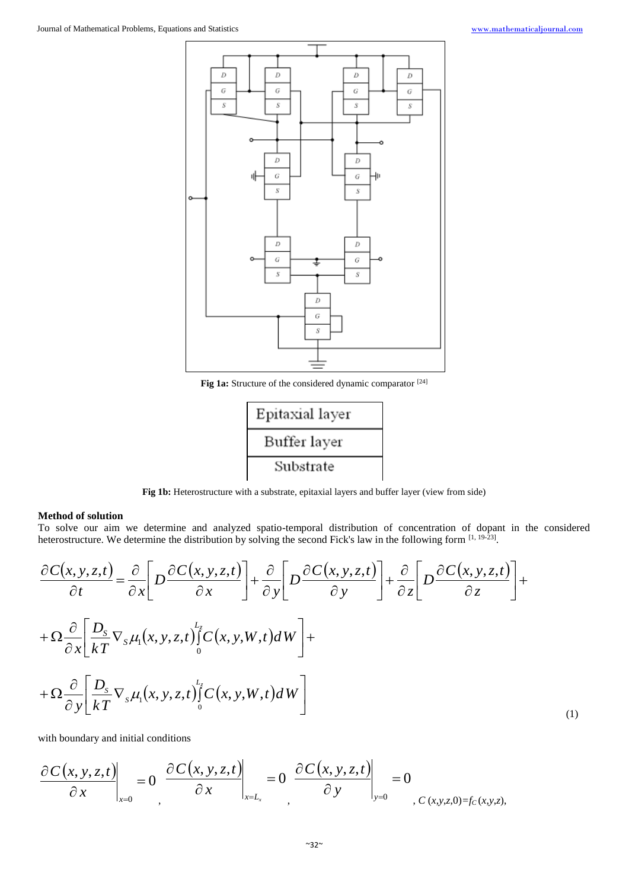Fig 1a: Structure of the considered dynamic comparator [24]

Fig 1b: Heterostructure with a substrate, epitaxial layers and buffer layer (view from side)

**Method of solution**

To solve our aim we determine and analyzed spatio-temporal distribution of concentration of dopant in the considered heterostructure. We determine the distribution by solving the second Fick's law in the following form [1, 19-23].

$$\frac{\partial C(x,y,z,t)}{\partial t}=\frac{\partial}{\partial x}\left[D\frac{\partial C(x,y,z,t)}{\partial x}\right]+\frac{\partial}{\partial y}\left[D\frac{\partial C(x,y,z,t)}{\partial y}\right]+\frac{\partial}{\partial z}\left[D\frac{\partial C(x,y,z,t)}{\partial z}\right]+$$

$$+\Omega\frac{\partial}{\partial x}\left[\frac{D_S}{kT}\nabla_S\mu_1(x,y,z,t)\int\limits_0^{L_z}C(x,y,W,t)dW\right]+$$

$$+\Omega\frac{\partial}{\partial y}\left[\frac{D_S}{kT}\nabla_S\mu_1(x,y,z,t)\int\limits_0^{L_z}C(x,y,W,t)dW\right] \tag{1}$$

with boundary and initial conditions

$$\left.\frac{\partial C(x,y,z,t)}{\partial x}\right|_{x=0}=0,\ \left.\frac{\partial C(x,y,z,t)}{\partial x}\right|_{x=L_x}=0,\ \left.\frac{\partial C(x,y,z,t)}{\partial y}\right|_{y=0}=0,\ C(x,y,z,0)=f_C(x,y,z),$$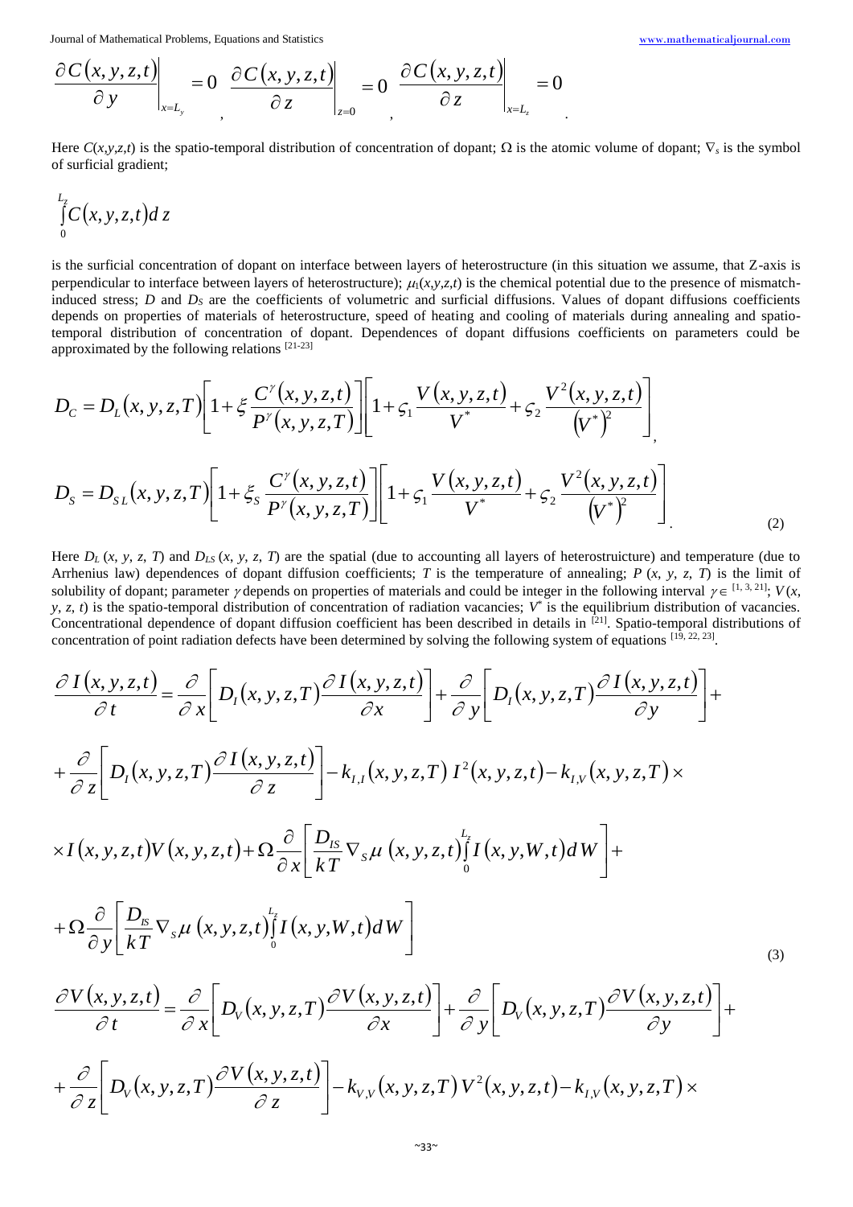$$\left.\frac{\partial C(x,y,z,t)}{\partial y}\right|_{x=L_y}=0,\quad \left.\frac{\partial C(x,y,z,t)}{\partial z}\right|_{z=0}=0,\quad \left.\frac{\partial C(x,y,z,t)}{\partial z}\right|_{x=L_z}=0.$$

Here $C(x,y,z,t)$ is the spatio-temporal distribution of concentration of dopant; $\Omega$ is the atomic volume of dopant; $\nabla_s$ is the symbol of surficial gradient;

$$\int_0^{L_z} C(x,y,z,t)\,d\,z$$

is the surficial concentration of dopant on interface between layers of heterostructure (in this situation we assume, that Z-axis is perpendicular to interface between layers of heterostructure); $\mu_1(x,y,z,t)$ is the chemical potential due to the presence of mismatch-induced stress; $D$ and $D_S$ are the coefficients of volumetric and surficial diffusions. Values of dopant diffusions coefficients depends on properties of materials of heterostructure, speed of heating and cooling of materials during annealing and spatio-temporal distribution of concentration of dopant. Dependences of dopant diffusions coefficients on parameters could be approximated by the following relations [21-23]

$$D_C=D_L(x,y,z,T)\left[1+\xi\frac{C^{\gamma}(x,y,z,t)}{P^{\gamma}(x,y,z,T)}\right]\left[1+\varsigma_1\frac{V(x,y,z,t)}{V^*}+\varsigma_2\frac{V^2(x,y,z,t)}{(V^*)^2}\right],$$

$$D_S=D_{SL}(x,y,z,T)\left[1+\xi_S\frac{C^{\gamma}(x,y,z,t)}{P^{\gamma}(x,y,z,T)}\right]\left[1+\varsigma_1\frac{V(x,y,z,t)}{V^*}+\varsigma_2\frac{V^2(x,y,z,t)}{(V^*)^2}\right]. \tag{2}$$

Here $D_L(x,y,z,T)$ and $D_{LS}(x,y,z,T)$ are the spatial (due to accounting all layers of heterostruicture) and temperature (due to Arrhenius law) dependences of dopant diffusion coefficients; $T$ is the temperature of annealing; $P(x,y,z,T)$ is the limit of solubility of dopant; parameter $\gamma$ depends on properties of materials and could be integer in the following interval $\gamma\in$ [1, 3, 21]; $V(x,y,z,t)$ is the spatio-temporal distribution of concentration of radiation vacancies; $V^*$ is the equilibrium distribution of vacancies. Concentrational dependence of dopant diffusion coefficient has been described in details in [21]. Spatio-temporal distributions of concentration of point radiation defects have been determined by solving the following system of equations [19, 22, 23].

$$\begin{aligned}
\frac{\partial I(x,y,z,t)}{\partial t}&=\frac{\partial}{\partial x}\left[D_I(x,y,z,T)\frac{\partial I(x,y,z,t)}{\partial x}\right]+\frac{\partial}{\partial y}\left[D_I(x,y,z,T)\frac{\partial I(x,y,z,t)}{\partial y}\right]+\\
&+\frac{\partial}{\partial z}\left[D_I(x,y,z,T)\frac{\partial I(x,y,z,t)}{\partial z}\right]-k_{I,I}(x,y,z,T)\,I^2(x,y,z,t)-k_{I,V}(x,y,z,T)\times\\
&\times I(x,y,z,t)V(x,y,z,t)+\Omega\frac{\partial}{\partial x}\left[\frac{D_{IS}}{kT}\nabla_S\mu(x,y,z,t)\int_0^{L_z}I(x,y,W,t)\,d\,W\right]+\\
&+\Omega\frac{\partial}{\partial y}\left[\frac{D_{IS}}{kT}\nabla_S\mu(x,y,z,t)\int_0^{L_z}I(x,y,W,t)\,d\,W\right]
\end{aligned} \tag{3}$$

$$\begin{aligned}
\frac{\partial V(x,y,z,t)}{\partial t}&=\frac{\partial}{\partial x}\left[D_V(x,y,z,T)\frac{\partial V(x,y,z,t)}{\partial x}\right]+\frac{\partial}{\partial y}\left[D_V(x,y,z,T)\frac{\partial V(x,y,z,t)}{\partial y}\right]+\\
&+\frac{\partial}{\partial z}\left[D_V(x,y,z,T)\frac{\partial V(x,y,z,t)}{\partial z}\right]-k_{V,V}(x,y,z,T)\,V^2(x,y,z,t)-k_{I,V}(x,y,z,T)\times
\end{aligned}$$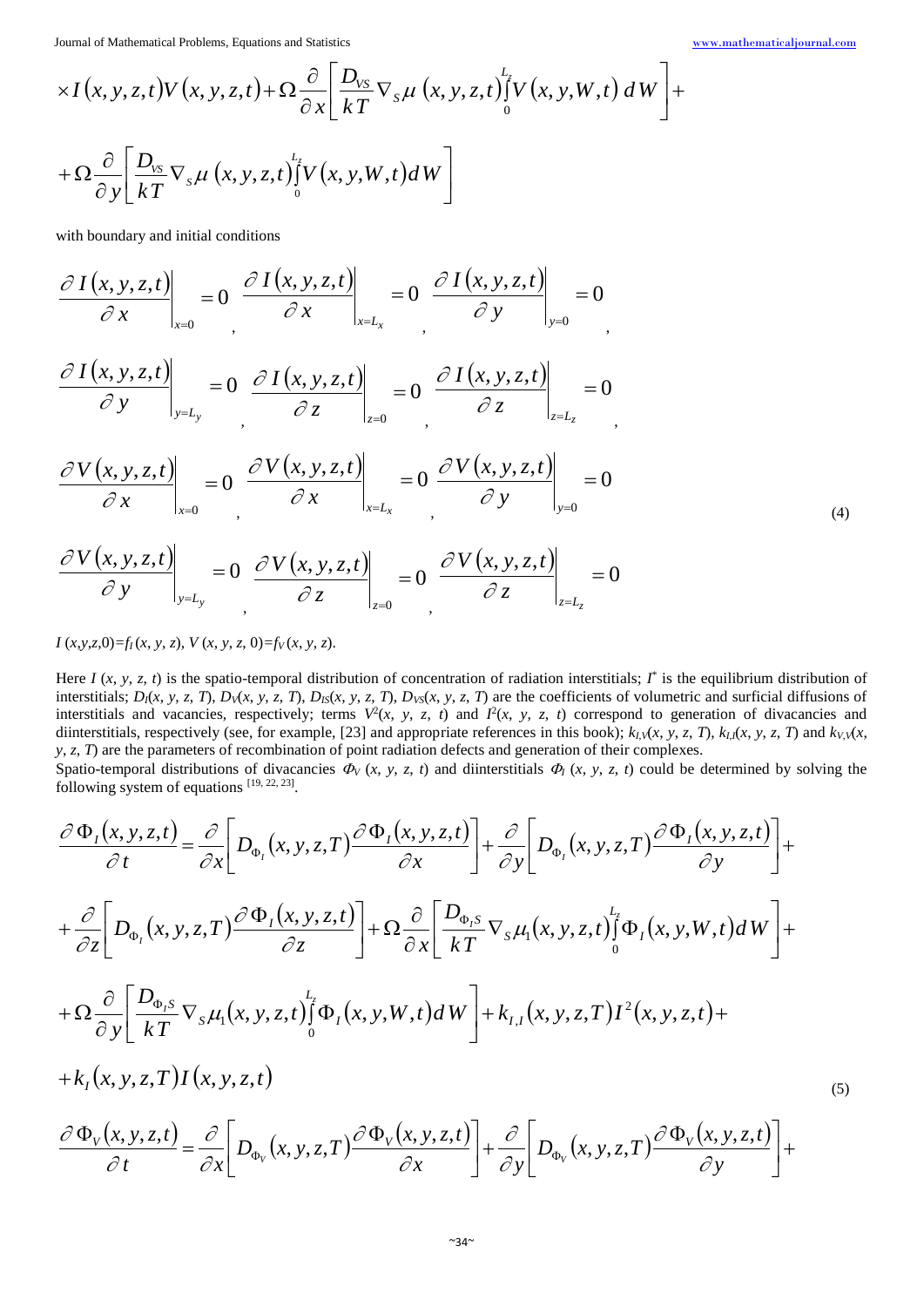$$\times I(x,y,z,t)V(x,y,z,t)+\Omega\frac{\partial}{\partial x}\left[\frac{D_{VS}}{kT}\nabla_S\mu(x,y,z,t)\int_0^{L_z}V(x,y,W,t)\,dW\right]+$$

$$+\Omega\frac{\partial}{\partial y}\left[\frac{D_{VS}}{kT}\nabla_S\mu(x,y,z,t)\int_0^{L_z}V(x,y,W,t)dW\right]$$

with boundary and initial conditions

$$\left.\frac{\partial I(x,y,z,t)}{\partial x}\right|_{x=0}=0,\ \left.\frac{\partial I(x,y,z,t)}{\partial x}\right|_{x=L_x}=0,\ \left.\frac{\partial I(x,y,z,t)}{\partial y}\right|_{y=0}=0,$$

$$\left.\frac{\partial I(x,y,z,t)}{\partial y}\right|_{y=L_y}=0,\ \left.\frac{\partial I(x,y,z,t)}{\partial z}\right|_{z=0}=0,\ \left.\frac{\partial I(x,y,z,t)}{\partial z}\right|_{z=L_z}=0,$$

$$\left.\frac{\partial V(x,y,z,t)}{\partial x}\right|_{x=0}=0,\ \left.\frac{\partial V(x,y,z,t)}{\partial x}\right|_{x=L_x}=0,\ \left.\frac{\partial V(x,y,z,t)}{\partial y}\right|_{y=0}=0 \tag{4}$$

$$\left.\frac{\partial V(x,y,z,t)}{\partial y}\right|_{y=L_y}=0,\ \left.\frac{\partial V(x,y,z,t)}{\partial z}\right|_{z=0}=0,\ \left.\frac{\partial V(x,y,z,t)}{\partial z}\right|_{z=L_z}=0$$

$I(x,y,z,0)=f_I(x,y,z)$, $V(x,y,z,0)=f_V(x,y,z)$.

Here $I(x, y, z, t)$ is the spatio-temporal distribution of concentration of radiation interstitials; $I^*$ is the equilibrium distribution of interstitials; $D_I(x, y, z, T)$, $D_V(x, y, z, T)$, $D_{IS}(x, y, z, T)$, $D_{VS}(x, y, z, T)$ are the coefficients of volumetric and surficial diffusions of interstitials and vacancies, respectively; terms $V^2(x, y, z, t)$ and $I^2(x, y, z, t)$ correspond to generation of divacancies and diinterstitials, respectively (see, for example, [23] and appropriate references in this book); $k_{I,V}(x, y, z, T)$, $k_{I,I}(x, y, z, T)$ and $k_{V,V}(x, y, z, T)$ are the parameters of recombination of point radiation defects and generation of their complexes.

Spatio-temporal distributions of divacancies $\Phi_V(x, y, z, t)$ and diinterstitials $\Phi_I(x, y, z, t)$ could be determined by solving the following system of equations [19, 22, 23].

$$\frac{\partial\Phi_I(x,y,z,t)}{\partial t}=\frac{\partial}{\partial x}\left[D_{\Phi_I}(x,y,z,T)\frac{\partial\Phi_I(x,y,z,t)}{\partial x}\right]+\frac{\partial}{\partial y}\left[D_{\Phi_I}(x,y,z,T)\frac{\partial\Phi_I(x,y,z,t)}{\partial y}\right]+$$

$$+\frac{\partial}{\partial z}\left[D_{\Phi_I}(x,y,z,T)\frac{\partial\Phi_I(x,y,z,t)}{\partial z}\right]+\Omega\frac{\partial}{\partial x}\left[\frac{D_{\Phi_I S}}{kT}\nabla_S\mu_1(x,y,z,t)\int_0^{L_z}\Phi_I(x,y,W,t)dW\right]+$$

$$+\Omega\frac{\partial}{\partial y}\left[\frac{D_{\Phi_I S}}{kT}\nabla_S\mu_1(x,y,z,t)\int_0^{L_z}\Phi_I(x,y,W,t)dW\right]+k_{I,I}(x,y,z,T)I^2(x,y,z,t)+$$

$$+k_I(x,y,z,T)I(x,y,z,t) \tag{5}$$

$$\frac{\partial\Phi_V(x,y,z,t)}{\partial t}=\frac{\partial}{\partial x}\left[D_{\Phi_V}(x,y,z,T)\frac{\partial\Phi_V(x,y,z,t)}{\partial x}\right]+\frac{\partial}{\partial y}\left[D_{\Phi_V}(x,y,z,T)\frac{\partial\Phi_V(x,y,z,t)}{\partial y}\right]+$$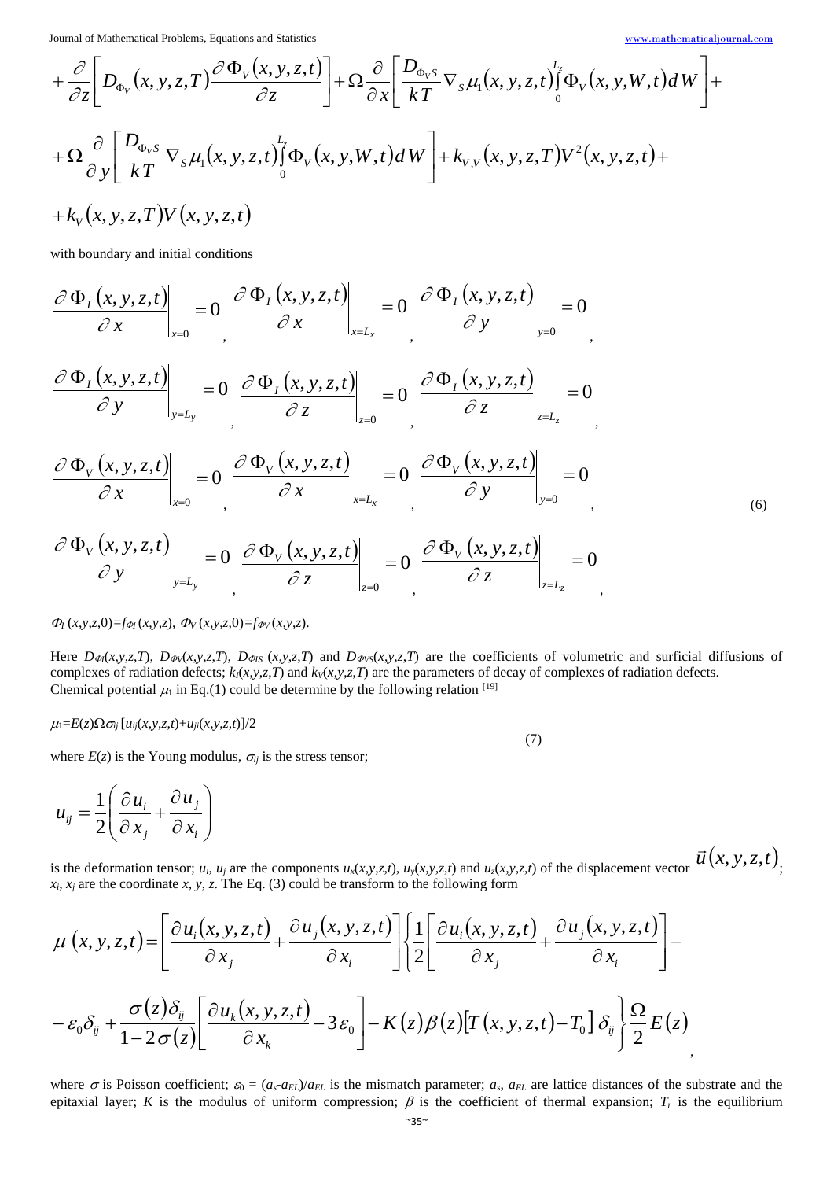$$+\frac{\partial}{\partial z}\left[D_{\Phi_V}(x,y,z,T)\frac{\partial \Phi_V(x,y,z,t)}{\partial z}\right]+\Omega\frac{\partial}{\partial x}\left[\frac{D_{\Phi_V S}}{kT}\nabla_S \mu_1(x,y,z,t)\int_0^{L_z}\Phi_V(x,y,W,t)dW\right]+$$

$$+\Omega\frac{\partial}{\partial y}\left[\frac{D_{\Phi_V S}}{kT}\nabla_S \mu_1(x,y,z,t)\int_0^{L_z}\Phi_V(x,y,W,t)dW\right]+k_{V,V}(x,y,z,T)V^2(x,y,z,t)+$$

$$+k_V(x,y,z,T)V(x,y,z,t)$$

with boundary and initial conditions

$$\left.\frac{\partial \Phi_I(x,y,z,t)}{\partial x}\right|_{x=0}=0,\ \left.\frac{\partial \Phi_I(x,y,z,t)}{\partial x}\right|_{x=L_x}=0,\ \left.\frac{\partial \Phi_I(x,y,z,t)}{\partial y}\right|_{y=0}=0,$$

$$\left.\frac{\partial \Phi_I(x,y,z,t)}{\partial y}\right|_{y=L_y}=0,\ \left.\frac{\partial \Phi_I(x,y,z,t)}{\partial z}\right|_{z=0}=0,\ \left.\frac{\partial \Phi_I(x,y,z,t)}{\partial z}\right|_{z=L_z}=0,$$

$$\left.\frac{\partial \Phi_V(x,y,z,t)}{\partial x}\right|_{x=0}=0,\ \left.\frac{\partial \Phi_V(x,y,z,t)}{\partial x}\right|_{x=L_x}=0,\ \left.\frac{\partial \Phi_V(x,y,z,t)}{\partial y}\right|_{y=0}=0, \tag{6}$$

$$\left.\frac{\partial \Phi_V(x,y,z,t)}{\partial y}\right|_{y=L_y}=0,\ \left.\frac{\partial \Phi_V(x,y,z,t)}{\partial z}\right|_{z=0}=0,\ \left.\frac{\partial \Phi_V(x,y,z,t)}{\partial z}\right|_{z=L_z}=0,$$

$\Phi_I(x,y,z,0)=f_{\Phi I}(x,y,z)$, $\Phi_V(x,y,z,0)=f_{\Phi V}(x,y,z)$.

Here $D_{\Phi I}(x,y,z,T)$, $D_{\Phi V}(x,y,z,T)$, $D_{\Phi IS}(x,y,z,T)$ and $D_{\Phi VS}(x,y,z,T)$ are the coefficients of volumetric and surficial diffusions of complexes of radiation defects; $k_I(x,y,z,T)$ and $k_V(x,y,z,T)$ are the parameters of decay of complexes of radiation defects.
Chemical potential $\mu_1$ in Eq.(1) could be determine by the following relation [19]

$$\mu_1=E(z)\Omega\sigma_{ij}\left[u_{ij}(x,y,z,t)+u_{ji}(x,y,z,t)\right]/2 \tag{7}$$

where $E(z)$ is the Young modulus, $\sigma_{ij}$ is the stress tensor;

$$u_{ij}=\frac{1}{2}\left(\frac{\partial u_i}{\partial x_j}+\frac{\partial u_j}{\partial x_i}\right)$$

is the deformation tensor; $u_i$, $u_j$ are the components $u_x(x,y,z,t)$, $u_y(x,y,z,t)$ and $u_z(x,y,z,t)$ of the displacement vector $\vec{u}(x,y,z,t)$; $x_i$, $x_j$ are the coordinate $x$, $y$, $z$. The Eq. (3) could be transform to the following form

$$\mu(x,y,z,t)=\left[\frac{\partial u_i(x,y,z,t)}{\partial x_j}+\frac{\partial u_j(x,y,z,t)}{\partial x_i}\right]\left\{\frac{1}{2}\left[\frac{\partial u_i(x,y,z,t)}{\partial x_j}+\frac{\partial u_j(x,y,z,t)}{\partial x_i}\right]-\right.$$

$$\left.-\varepsilon_0\delta_{ij}+\frac{\sigma(z)\delta_{ij}}{1-2\sigma(z)}\left[\frac{\partial u_k(x,y,z,t)}{\partial x_k}-3\varepsilon_0\right]-K(z)\beta(z)\left[T(x,y,z,t)-T_0\right]\delta_{ij}\right\}\frac{\Omega}{2}E(z),$$

where $\sigma$ is Poisson coefficient; $\varepsilon_0=(a_s-a_{EL})/a_{EL}$ is the mismatch parameter; $a_s$, $a_{EL}$ are lattice distances of the substrate and the epitaxial layer; $K$ is the modulus of uniform compression; $\beta$ is the coefficient of thermal expansion; $T_r$ is the equilibrium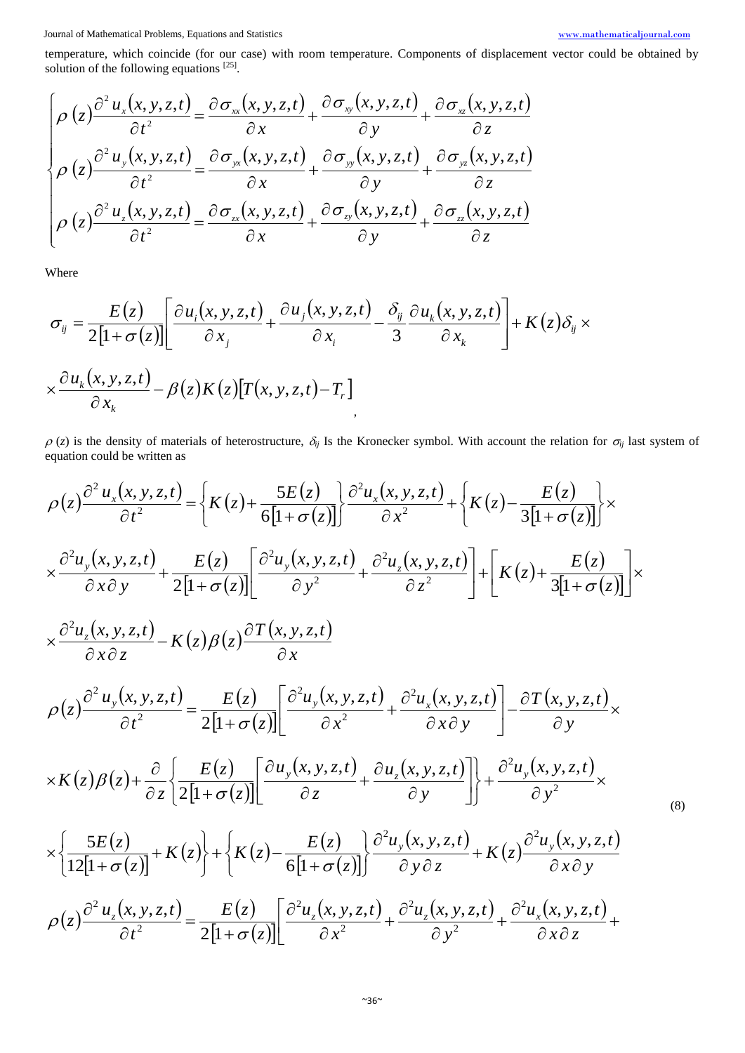temperature, which coincide (for our case) with room temperature. Components of displacement vector could be obtained by solution of the following equations [25].

$$\begin{cases} \rho(z)\dfrac{\partial^2 u_x(x,y,z,t)}{\partial t^2} = \dfrac{\partial \sigma_{xx}(x,y,z,t)}{\partial x} + \dfrac{\partial \sigma_{xy}(x,y,z,t)}{\partial y} + \dfrac{\partial \sigma_{xz}(x,y,z,t)}{\partial z} \\ \rho(z)\dfrac{\partial^2 u_y(x,y,z,t)}{\partial t^2} = \dfrac{\partial \sigma_{yx}(x,y,z,t)}{\partial x} + \dfrac{\partial \sigma_{yy}(x,y,z,t)}{\partial y} + \dfrac{\partial \sigma_{yz}(x,y,z,t)}{\partial z} \\ \rho(z)\dfrac{\partial^2 u_z(x,y,z,t)}{\partial t^2} = \dfrac{\partial \sigma_{zx}(x,y,z,t)}{\partial x} + \dfrac{\partial \sigma_{zy}(x,y,z,t)}{\partial y} + \dfrac{\partial \sigma_{zz}(x,y,z,t)}{\partial z} \end{cases}$$

Where

$$\sigma_{ij} = \frac{E(z)}{2[1+\sigma(z)]}\left[\frac{\partial u_i(x,y,z,t)}{\partial x_j} + \frac{\partial u_j(x,y,z,t)}{\partial x_i} - \frac{\delta_{ij}}{3}\frac{\partial u_k(x,y,z,t)}{\partial x_k}\right] + K(z)\delta_{ij} \times$$

$$\times \frac{\partial u_k(x,y,z,t)}{\partial x_k} - \beta(z)K(z)[T(x,y,z,t) - T_r],$$

$\rho(z)$ is the density of materials of heterostructure, $\delta_{ij}$ Is the Kronecker symbol. With account the relation for $\sigma_{ij}$ last system of equation could be written as

$$\rho(z)\frac{\partial^2 u_x(x,y,z,t)}{\partial t^2} = \left\{K(z) + \frac{5E(z)}{6[1+\sigma(z)]}\right\}\frac{\partial^2 u_x(x,y,z,t)}{\partial x^2} + \left\{K(z) - \frac{E(z)}{3[1+\sigma(z)]}\right\} \times$$

$$\times \frac{\partial^2 u_y(x,y,z,t)}{\partial x \partial y} + \frac{E(z)}{2[1+\sigma(z)]}\left[\frac{\partial^2 u_y(x,y,z,t)}{\partial y^2} + \frac{\partial^2 u_z(x,y,z,t)}{\partial z^2}\right] + \left[K(z) + \frac{E(z)}{3[1+\sigma(z)]}\right] \times$$

$$\times \frac{\partial^2 u_z(x,y,z,t)}{\partial x \partial z} - K(z)\beta(z)\frac{\partial T(x,y,z,t)}{\partial x}$$

$$\rho(z)\frac{\partial^2 u_y(x,y,z,t)}{\partial t^2} = \frac{E(z)}{2[1+\sigma(z)]}\left[\frac{\partial^2 u_y(x,y,z,t)}{\partial x^2} + \frac{\partial^2 u_x(x,y,z,t)}{\partial x \partial y}\right] - \frac{\partial T(x,y,z,t)}{\partial y} \times$$

$$\times K(z)\beta(z) + \frac{\partial}{\partial z}\left\{\frac{E(z)}{2[1+\sigma(z)]}\left[\frac{\partial u_y(x,y,z,t)}{\partial z} + \frac{\partial u_z(x,y,z,t)}{\partial y}\right]\right\} + \frac{\partial^2 u_y(x,y,z,t)}{\partial y^2} \times \quad (8)$$

$$\times \left\{\frac{5E(z)}{12[1+\sigma(z)]} + K(z)\right\} + \left\{K(z) - \frac{E(z)}{6[1+\sigma(z)]}\right\}\frac{\partial^2 u_y(x,y,z,t)}{\partial y \partial z} + K(z)\frac{\partial^2 u_y(x,y,z,t)}{\partial x \partial y}$$

$$\rho(z)\frac{\partial^2 u_z(x,y,z,t)}{\partial t^2} = \frac{E(z)}{2[1+\sigma(z)]}\left[\frac{\partial^2 u_z(x,y,z,t)}{\partial x^2} + \frac{\partial^2 u_z(x,y,z,t)}{\partial y^2} + \frac{\partial^2 u_x(x,y,z,t)}{\partial x \partial z} + \right.$$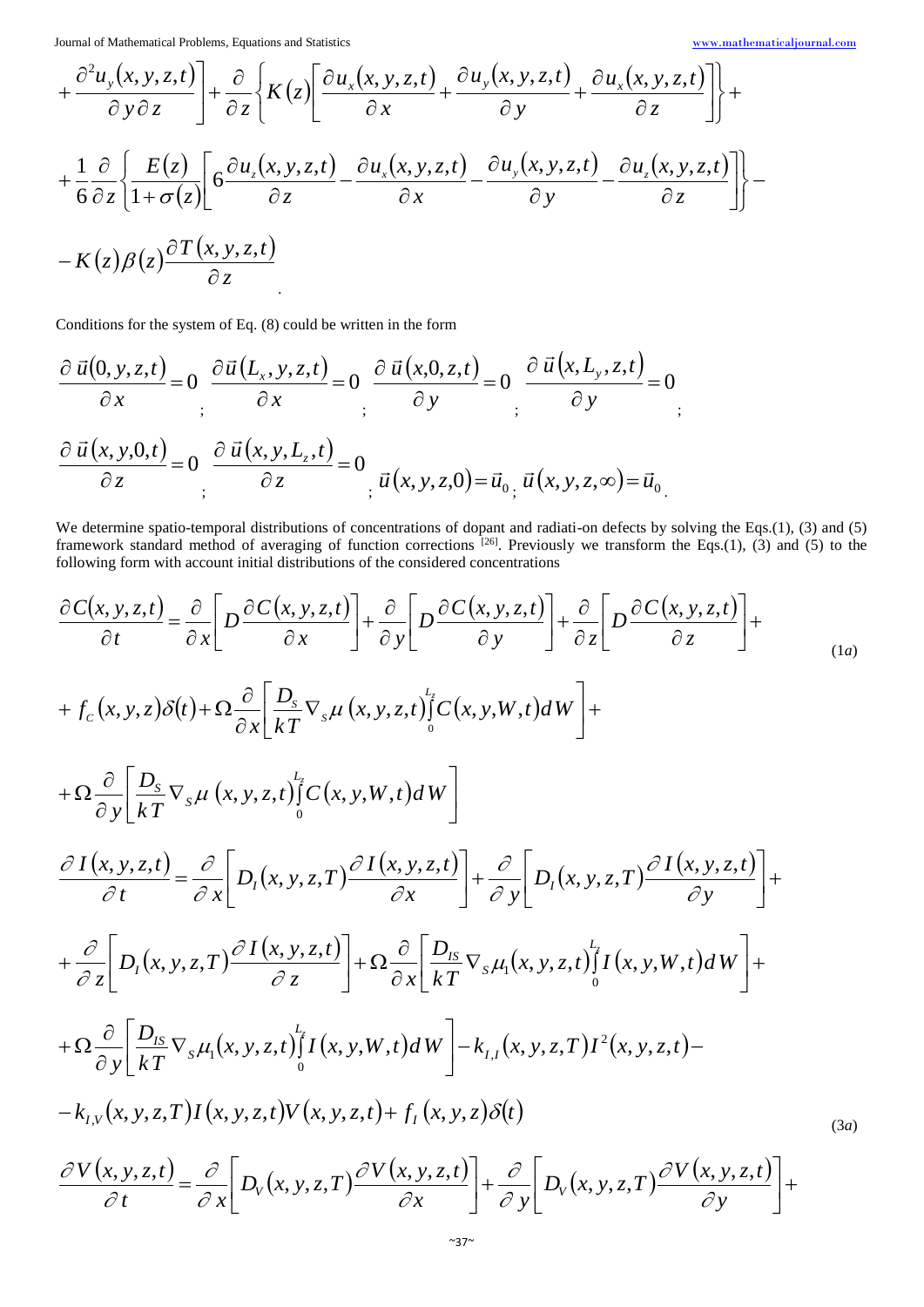$$
+\frac{\partial^2 u_y(x,y,z,t)}{\partial y \partial z}\Bigg]+\frac{\partial}{\partial z}\left\{K(z)\left[\frac{\partial u_x(x,y,z,t)}{\partial x}+\frac{\partial u_y(x,y,z,t)}{\partial y}+\frac{\partial u_x(x,y,z,t)}{\partial z}\right]\right\}+
$$

$$
+\frac{1}{6}\frac{\partial}{\partial z}\left\{\frac{E(z)}{1+\sigma(z)}\left[6\frac{\partial u_z(x,y,z,t)}{\partial z}-\frac{\partial u_x(x,y,z,t)}{\partial x}-\frac{\partial u_y(x,y,z,t)}{\partial y}-\frac{\partial u_z(x,y,z,t)}{\partial z}\right]\right\}-
$$

$$
-K(z)\beta(z)\frac{\partial T(x,y,z,t)}{\partial z}.
$$

Conditions for the system of Eq. (8) could be written in the form

$$
\frac{\partial \vec{u}(0,y,z,t)}{\partial x}=0;\ \frac{\partial \vec{u}(L_x,y,z,t)}{\partial x}=0;\ \frac{\partial \vec{u}(x,0,z,t)}{\partial y}=0;\ \frac{\partial \vec{u}(x,L_y,z,t)}{\partial y}=0;
$$

$$
\frac{\partial \vec{u}(x,y,0,t)}{\partial z}=0;\ \frac{\partial \vec{u}(x,y,L_z,t)}{\partial z}=0;\ \vec{u}(x,y,z,0)=\vec{u}_0;\ \vec{u}(x,y,z,\infty)=\vec{u}_0.
$$

We determine spatio-temporal distributions of concentrations of dopant and radiati-on defects by solving the Eqs.(1), (3) and (5) framework standard method of averaging of function corrections [26]. Previously we transform the Eqs.(1), (3) and (5) to the following form with account initial distributions of the considered concentrations

$$
\frac{\partial C(x,y,z,t)}{\partial t}=\frac{\partial}{\partial x}\left[D\frac{\partial C(x,y,z,t)}{\partial x}\right]+\frac{\partial}{\partial y}\left[D\frac{\partial C(x,y,z,t)}{\partial y}\right]+\frac{\partial}{\partial z}\left[D\frac{\partial C(x,y,z,t)}{\partial z}\right]+ \tag{1a}
$$

$$
+f_C(x,y,z)\delta(t)+\Omega\frac{\partial}{\partial x}\left[\frac{D_S}{kT}\nabla_S\mu(x,y,z,t)\int_0^{L_z}C(x,y,W,t)dW\right]+
$$

$$
+\Omega\frac{\partial}{\partial y}\left[\frac{D_S}{kT}\nabla_S\mu(x,y,z,t)\int_0^{L_z}C(x,y,W,t)dW\right]
$$

$$
\frac{\partial I(x,y,z,t)}{\partial t}=\frac{\partial}{\partial x}\left[D_I(x,y,z,T)\frac{\partial I(x,y,z,t)}{\partial x}\right]+\frac{\partial}{\partial y}\left[D_I(x,y,z,T)\frac{\partial I(x,y,z,t)}{\partial y}\right]+
$$

$$
+\frac{\partial}{\partial z}\left[D_I(x,y,z,T)\frac{\partial I(x,y,z,t)}{\partial z}\right]+\Omega\frac{\partial}{\partial x}\left[\frac{D_{IS}}{kT}\nabla_S\mu_1(x,y,z,t)\int_0^{L_z}I(x,y,W,t)dW\right]+
$$

$$
+\Omega\frac{\partial}{\partial y}\left[\frac{D_{IS}}{kT}\nabla_S\mu_1(x,y,z,t)\int_0^{L_z}I(x,y,W,t)dW\right]-k_{I,I}(x,y,z,T)I^2(x,y,z,t)-
$$

$$
-k_{I,V}(x,y,z,T)I(x,y,z,t)V(x,y,z,t)+f_I(x,y,z)\delta(t) \tag{3a}
$$

$$
\frac{\partial V(x,y,z,t)}{\partial t}=\frac{\partial}{\partial x}\left[D_V(x,y,z,T)\frac{\partial V(x,y,z,t)}{\partial x}\right]+\frac{\partial}{\partial y}\left[D_V(x,y,z,T)\frac{\partial V(x,y,z,t)}{\partial y}\right]+
$$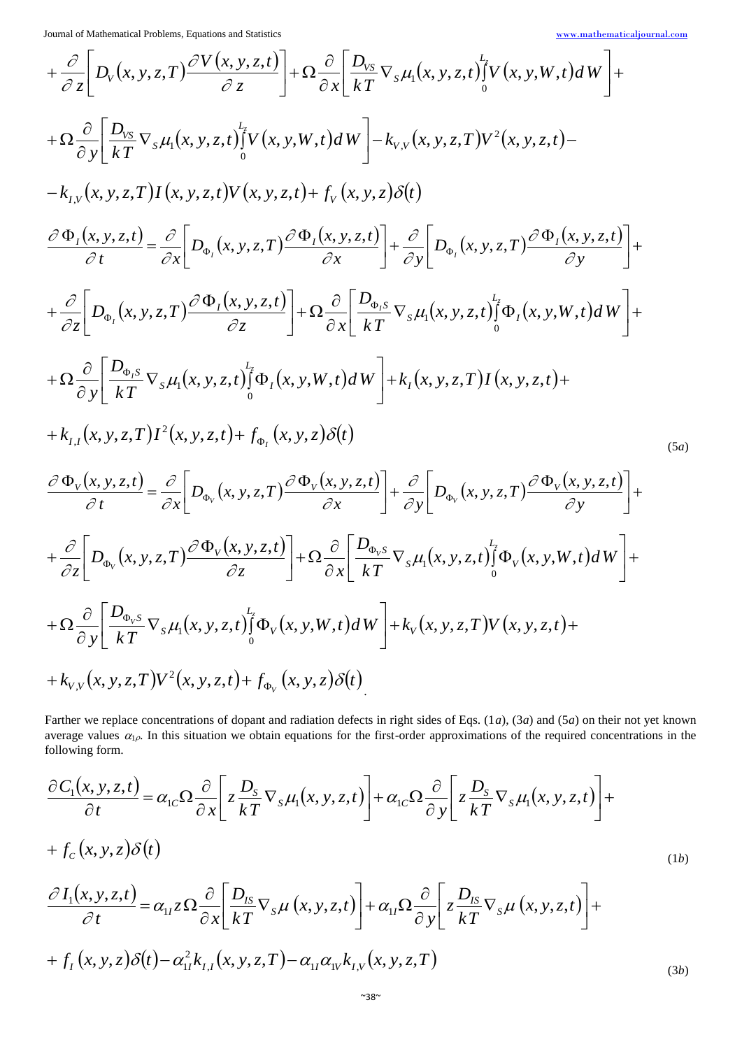$$+\frac{\partial}{\partial z}\left[D_V(x,y,z,T)\frac{\partial V(x,y,z,t)}{\partial z}\right]+\Omega\frac{\partial}{\partial x}\left[\frac{D_{VS}}{kT}\nabla_S\mu_1(x,y,z,t)\int_0^{L_z}V(x,y,W,t)\,dW\right]+$$

$$+\Omega\frac{\partial}{\partial y}\left[\frac{D_{VS}}{kT}\nabla_S\mu_1(x,y,z,t)\int_0^{L_z}V(x,y,W,t)\,dW\right]-k_{V,V}(x,y,z,T)V^2(x,y,z,t)-$$

$$-k_{I,V}(x,y,z,T)I(x,y,z,t)V(x,y,z,t)+f_V(x,y,z)\delta(t)$$

$$\frac{\partial\Phi_I(x,y,z,t)}{\partial t}=\frac{\partial}{\partial x}\left[D_{\Phi_I}(x,y,z,T)\frac{\partial\Phi_I(x,y,z,t)}{\partial x}\right]+\frac{\partial}{\partial y}\left[D_{\Phi_I}(x,y,z,T)\frac{\partial\Phi_I(x,y,z,t)}{\partial y}\right]+$$

$$+\frac{\partial}{\partial z}\left[D_{\Phi_I}(x,y,z,T)\frac{\partial\Phi_I(x,y,z,t)}{\partial z}\right]+\Omega\frac{\partial}{\partial x}\left[\frac{D_{\Phi_I S}}{kT}\nabla_S\mu_1(x,y,z,t)\int_0^{L_z}\Phi_I(x,y,W,t)\,dW\right]+$$

$$+\Omega\frac{\partial}{\partial y}\left[\frac{D_{\Phi_I S}}{kT}\nabla_S\mu_1(x,y,z,t)\int_0^{L_z}\Phi_I(x,y,W,t)\,dW\right]+k_I(x,y,z,T)I(x,y,z,t)+$$

$$+k_{I,I}(x,y,z,T)I^2(x,y,z,t)+f_{\Phi_I}(x,y,z)\delta(t) \tag{5a}$$

$$\frac{\partial\Phi_V(x,y,z,t)}{\partial t}=\frac{\partial}{\partial x}\left[D_{\Phi_V}(x,y,z,T)\frac{\partial\Phi_V(x,y,z,t)}{\partial x}\right]+\frac{\partial}{\partial y}\left[D_{\Phi_V}(x,y,z,T)\frac{\partial\Phi_V(x,y,z,t)}{\partial y}\right]+$$

$$+\frac{\partial}{\partial z}\left[D_{\Phi_V}(x,y,z,T)\frac{\partial\Phi_V(x,y,z,t)}{\partial z}\right]+\Omega\frac{\partial}{\partial x}\left[\frac{D_{\Phi_V S}}{kT}\nabla_S\mu_1(x,y,z,t)\int_0^{L_z}\Phi_V(x,y,W,t)\,dW\right]+$$

$$+\Omega\frac{\partial}{\partial y}\left[\frac{D_{\Phi_V S}}{kT}\nabla_S\mu_1(x,y,z,t)\int_0^{L_z}\Phi_V(x,y,W,t)\,dW\right]+k_V(x,y,z,T)V(x,y,z,t)+$$

$$+k_{V,V}(x,y,z,T)V^2(x,y,z,t)+f_{\Phi_V}(x,y,z)\delta(t).$$

Farther we replace concentrations of dopant and radiation defects in right sides of Eqs. (1*a*), (3*a*) and (5*a*) on their not yet known average values $\alpha_{1\rho}$. In this situation we obtain equations for the first-order approximations of the required concentrations in the following form.

$$\frac{\partial C_1(x,y,z,t)}{\partial t}=\alpha_{1C}\Omega\frac{\partial}{\partial x}\left[z\frac{D_S}{kT}\nabla_S\mu_1(x,y,z,t)\right]+\alpha_{1C}\Omega\frac{\partial}{\partial y}\left[z\frac{D_S}{kT}\nabla_S\mu_1(x,y,z,t)\right]+$$

$$+f_C(x,y,z)\delta(t) \tag{1b}$$

$$\frac{\partial I_1(x,y,z,t)}{\partial t}=\alpha_{1I}z\Omega\frac{\partial}{\partial x}\left[\frac{D_{IS}}{kT}\nabla_S\mu(x,y,z,t)\right]+\alpha_{1I}\Omega\frac{\partial}{\partial y}\left[z\frac{D_{IS}}{kT}\nabla_S\mu(x,y,z,t)\right]+$$

$$+f_I(x,y,z)\delta(t)-\alpha_{1I}^2k_{I,I}(x,y,z,T)-\alpha_{1I}\alpha_{1V}k_{I,V}(x,y,z,T) \tag{3b}$$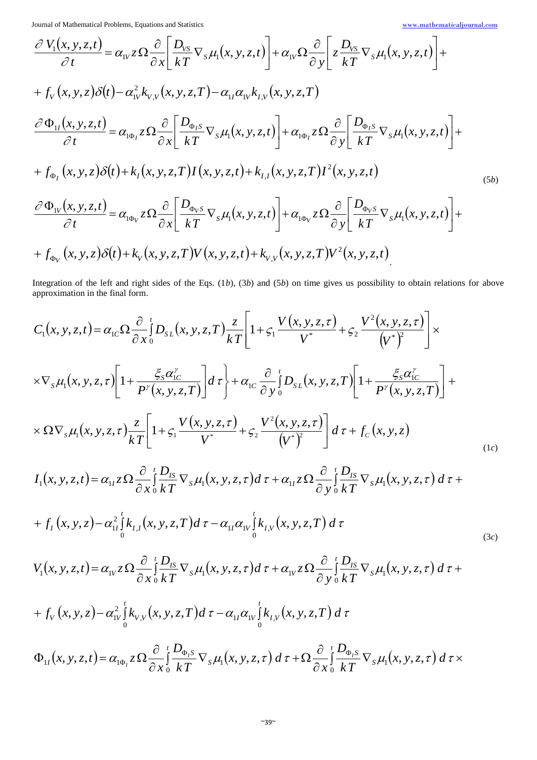$$\frac{\partial V_1(x,y,z,t)}{\partial t}=\alpha_{1V}z\Omega\frac{\partial}{\partial x}\left[\frac{D_{VS}}{kT}\nabla_S\mu_1(x,y,z,t)\right]+\alpha_{1V}\Omega\frac{\partial}{\partial y}\left[z\frac{D_{VS}}{kT}\nabla_S\mu_1(x,y,z,t)\right]+$$

$$+f_V(x,y,z)\delta(t)-\alpha_{1V}^2k_{V,V}(x,y,z,T)-\alpha_{1I}\alpha_{1V}k_{I,V}(x,y,z,T)$$

$$\frac{\partial \Phi_{1I}(x,y,z,t)}{\partial t}=\alpha_{1\Phi_I}z\Omega\frac{\partial}{\partial x}\left[\frac{D_{\Phi_I S}}{kT}\nabla_S\mu_1(x,y,z,t)\right]+\alpha_{1\Phi_I}z\Omega\frac{\partial}{\partial y}\left[\frac{D_{\Phi_I S}}{kT}\nabla_S\mu_1(x,y,z,t)\right]+$$

$$+f_{\Phi_I}(x,y,z)\delta(t)+k_I(x,y,z,T)I(x,y,z,t)+k_{I,I}(x,y,z,T)I^2(x,y,z,t) \tag{5b}$$

$$\frac{\partial \Phi_{1V}(x,y,z,t)}{\partial t}=\alpha_{1\Phi_V}z\Omega\frac{\partial}{\partial x}\left[\frac{D_{\Phi_V S}}{kT}\nabla_S\mu_1(x,y,z,t)\right]+\alpha_{1\Phi_V}z\Omega\frac{\partial}{\partial y}\left[\frac{D_{\Phi_V S}}{kT}\nabla_S\mu_1(x,y,z,t)\right]+$$

$$+f_{\Phi_V}(x,y,z)\delta(t)+k_V(x,y,z,T)V(x,y,z,t)+k_{V,V}(x,y,z,T)V^2(x,y,z,t).$$

Integration of the left and right sides of the Eqs. (1*b*), (3*b*) and (5*b*) on time gives us possibility to obtain relations for above approximation in the final form.

$$C_1(x,y,z,t)=\alpha_{1C}\Omega\frac{\partial}{\partial x}\int_0^t D_{SL}(x,y,z,T)\frac{z}{kT}\left[1+\varsigma_1\frac{V(x,y,z,\tau)}{V^*}+\varsigma_2\frac{V^2(x,y,z,\tau)}{(V^*)^2}\right]\times$$

$$\times\nabla_S\mu_1(x,y,z,\tau)\left[1+\frac{\xi_S\alpha_{1C}^\gamma}{P^\gamma(x,y,z,T)}\right]d\tau\Bigg\}+\alpha_{1C}\frac{\partial}{\partial y}\int_0^t D_{SL}(x,y,z,T)\left[1+\frac{\xi_S\alpha_{1C}^\gamma}{P^\gamma(x,y,z,T)}\right]+$$

$$\times\Omega\nabla_S\mu_1(x,y,z,\tau)\frac{z}{kT}\left[1+\varsigma_1\frac{V(x,y,z,\tau)}{V^*}+\varsigma_2\frac{V^2(x,y,z,\tau)}{(V^*)^2}\right]d\tau+f_C(x,y,z) \tag{1c}$$

$$I_1(x,y,z,t)=\alpha_{1I}z\Omega\frac{\partial}{\partial x}\int_0^t\frac{D_{IS}}{kT}\nabla_S\mu_1(x,y,z,\tau)d\tau+\alpha_{1I}z\Omega\frac{\partial}{\partial y}\int_0^t\frac{D_{IS}}{kT}\nabla_S\mu_1(x,y,z,\tau)\,d\tau+$$

$$+f_I(x,y,z)-\alpha_{1I}^2\int_0^t k_{I,I}(x,y,z,T)d\tau-\alpha_{1I}\alpha_{1V}\int_0^t k_{I,V}(x,y,z,T)\,d\tau \tag{3c}$$

$$V_1(x,y,z,t)=\alpha_{1V}z\Omega\frac{\partial}{\partial x}\int_0^t\frac{D_{IS}}{kT}\nabla_S\mu_1(x,y,z,\tau)d\tau+\alpha_{1V}z\Omega\frac{\partial}{\partial y}\int_0^t\frac{D_{IS}}{kT}\nabla_S\mu_1(x,y,z,\tau)\,d\tau+$$

$$+f_V(x,y,z)-\alpha_{1V}^2\int_0^t k_{V,V}(x,y,z,T)d\tau-\alpha_{1I}\alpha_{1V}\int_0^t k_{I,V}(x,y,z,T)\,d\tau$$

$$\Phi_{1I}(x,y,z,t)=\alpha_{1\Phi_I}z\Omega\frac{\partial}{\partial x}\int_0^t\frac{D_{\Phi_I S}}{kT}\nabla_S\mu_1(x,y,z,\tau)\,d\tau+\Omega\frac{\partial}{\partial x}\int_0^t\frac{D_{\Phi_I S}}{kT}\nabla_S\mu_1(x,y,z,\tau)\,d\tau\times$$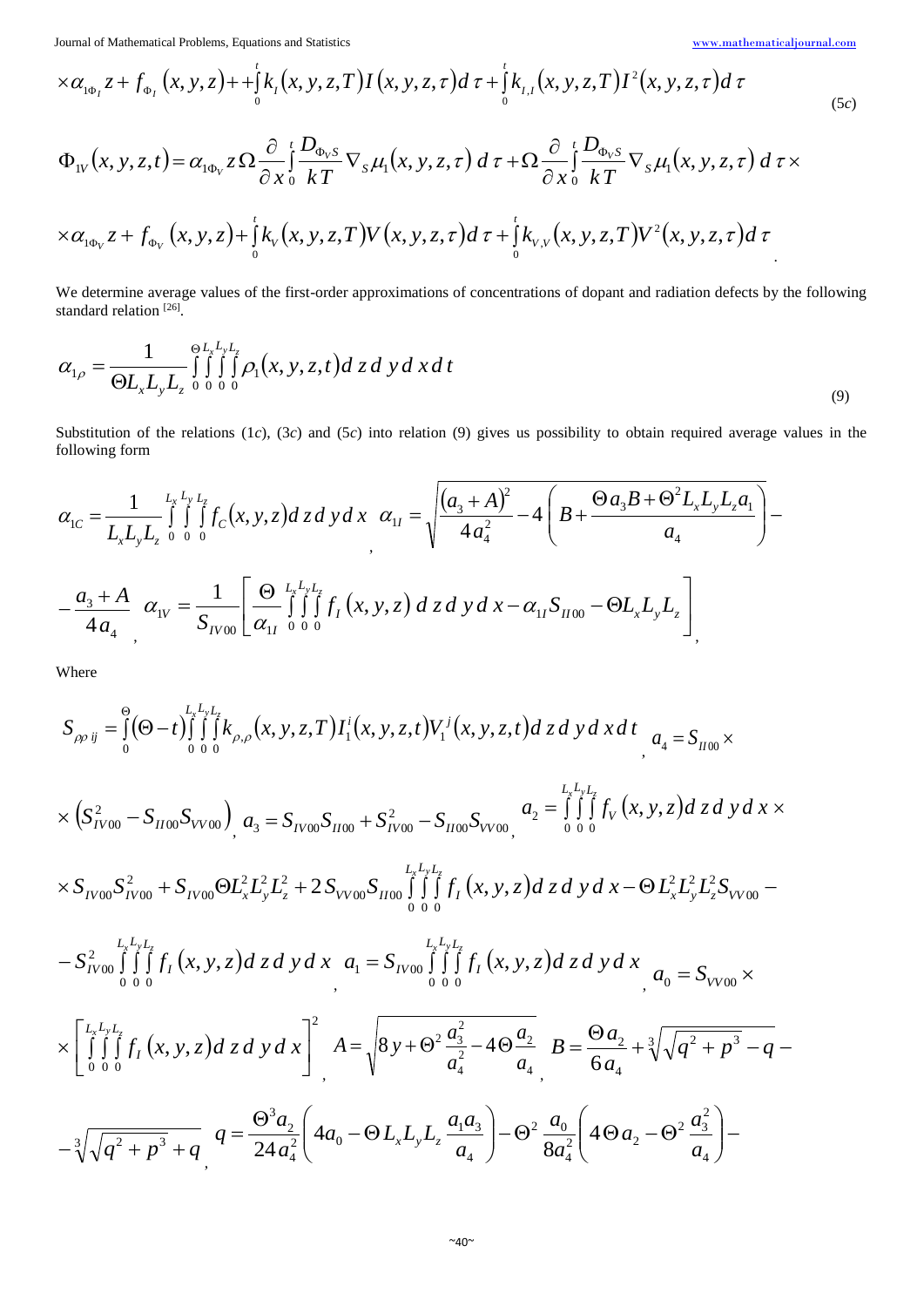$$\times\alpha_{1\Phi_I} z + f_{\Phi_I}(x,y,z) + \int_0^t k_I(x,y,z,T) I(x,y,z,\tau)\, d\tau + \int_0^t k_{I,I}(x,y,z,T) I^2(x,y,z,\tau)\, d\tau \tag{5c}$$

$$\Phi_{1V}(x,y,z,t) = \alpha_{1\Phi_V} z\, \Omega \frac{\partial}{\partial x}\int_0^t \frac{D_{\Phi_V S}}{kT}\nabla_S \mu_1(x,y,z,\tau)\, d\tau + \Omega \frac{\partial}{\partial x}\int_0^t \frac{D_{\Phi_V S}}{kT}\nabla_S \mu_1(x,y,z,\tau)\, d\tau \times$$

$$\times\alpha_{1\Phi_V} z + f_{\Phi_V}(x,y,z) + \int_0^t k_V(x,y,z,T) V(x,y,z,\tau)\, d\tau + \int_0^t k_{V,V}(x,y,z,T) V^2(x,y,z,\tau)\, d\tau .$$

We determine average values of the first-order approximations of concentrations of dopant and radiation defects by the following standard relation [26].

$$\alpha_{1\rho} = \frac{1}{\Theta L_x L_y L_z}\int_0^{\Theta}\int_0^{L_x}\int_0^{L_y}\int_0^{L_z} \rho_1(x,y,z,t)\, d z\, d y\, d x\, d t \tag{9}$$

Substitution of the relations (1*c*), (3*c*) and (5*c*) into relation (9) gives us possibility to obtain required average values in the following form

$$\alpha_{1C} = \frac{1}{L_x L_y L_z}\int_0^{L_x}\int_0^{L_y}\int_0^{L_z} f_C(x,y,z)\, d z\, d y\, d x \;,\quad \alpha_{1I} = \sqrt{\frac{(a_3 + A)^2}{4a_4^2} - 4\left(B + \frac{\Theta a_3 B + \Theta^2 L_x L_y L_z a_1}{a_4}\right)} -$$

$$-\frac{a_3 + A}{4 a_4}\;,\quad \alpha_{1V} = \frac{1}{S_{IV00}}\left[\frac{\Theta}{\alpha_{1I}}\int_0^{L_x}\int_0^{L_y}\int_0^{L_z} f_I(x,y,z)\, d z\, d y\, d x - \alpha_{1I} S_{II00} - \Theta L_x L_y L_z\right],$$

Where

$$S_{\rho\rho ij} = \int_0^{\Theta}(\Theta - t)\int_0^{L_x}\int_0^{L_y}\int_0^{L_z} k_{\rho,\rho}(x,y,z,T) I_1^i(x,y,z,t) V_1^j(x,y,z,t)\, d z\, d y\, d x\, d t\;,\quad a_4 = S_{II00}\times$$

$$\times\left(S_{IV00}^2 - S_{II00}S_{VV00}\right),\quad a_3 = S_{IV00}S_{II00} + S_{IV00}^2 - S_{II00}S_{VV00},\quad a_2 = \int_0^{L_x}\int_0^{L_y}\int_0^{L_z} f_V(x,y,z)\, d z\, d y\, d x \times$$

$$\times S_{IV00}S_{IV00}^2 + S_{IV00}\Theta L_x^2 L_y^2 L_z^2 + 2 S_{VV00}S_{II00}\int_0^{L_x}\int_0^{L_y}\int_0^{L_z} f_I(x,y,z)\, d z\, d y\, d x - \Theta L_x^2 L_y^2 L_z^2 S_{VV00} -$$

$$-S_{IV00}^2\int_0^{L_x}\int_0^{L_y}\int_0^{L_z} f_I(x,y,z)\, d z\, d y\, d x\;,\quad a_1 = S_{IV00}\int_0^{L_x}\int_0^{L_y}\int_0^{L_z} f_I(x,y,z)\, d z\, d y\, d x\;,\quad a_0 = S_{VV00}\times$$

$$\times\left[\int_0^{L_x}\int_0^{L_y}\int_0^{L_z} f_I(x,y,z)\, d z\, d y\, d x\right]^2,\quad A = \sqrt{8y + \Theta^2\frac{a_3^2}{a_4^2} - 4\Theta\frac{a_2}{a_4}}\;,\quad B = \frac{\Theta a_2}{6 a_4} + \sqrt[3]{\sqrt{q^2 + p^3} - q} -$$

$$-\sqrt[3]{\sqrt{q^2 + p^3} + q}\;,\quad q = \frac{\Theta^3 a_2}{24 a_4^2}\left(4a_0 - \Theta L_x L_y L_z\frac{a_1 a_3}{a_4}\right) - \Theta^2\frac{a_0}{8a_4^2}\left(4\Theta a_2 - \Theta^2\frac{a_3^2}{a_4}\right) -$$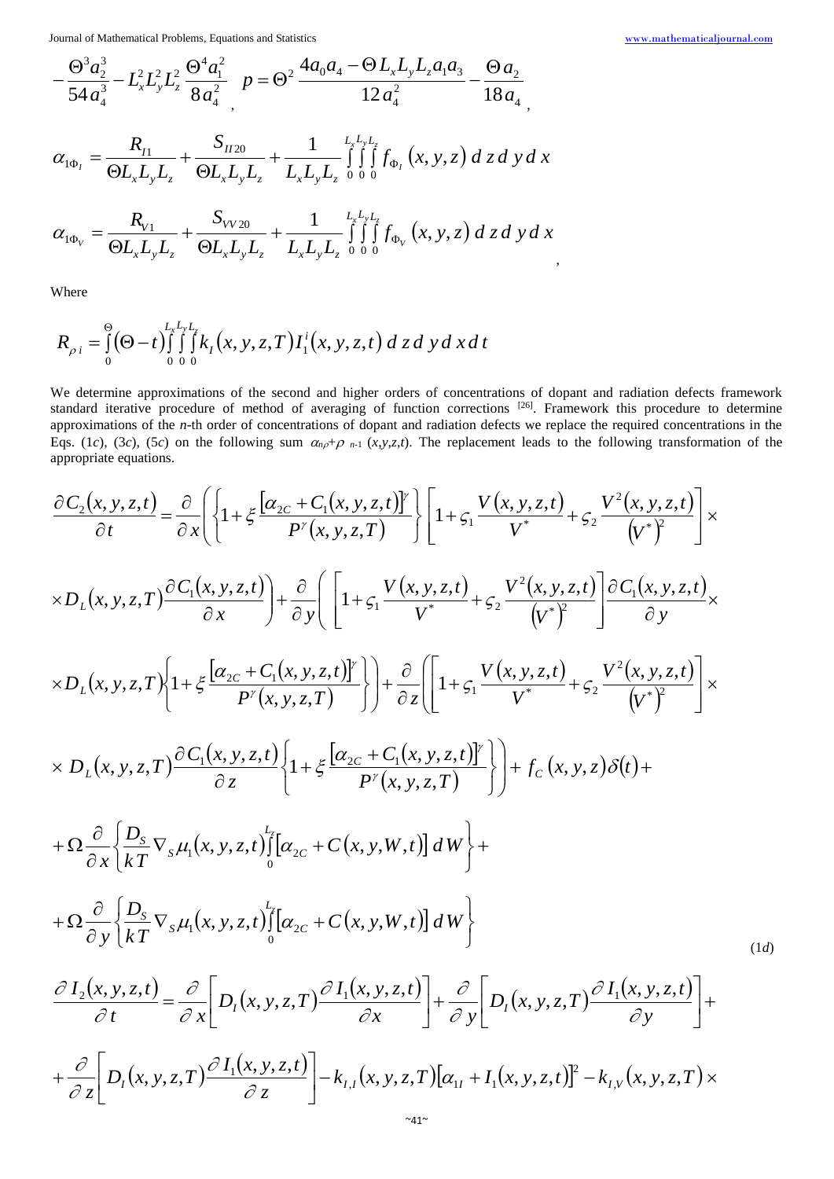$$-\frac{\Theta^3 a_2^3}{54 a_4^3} - L_x^2 L_y^2 L_z^2 \frac{\Theta^4 a_1^2}{8 a_4^2}, \quad p = \Theta^2 \frac{4 a_0 a_4 - \Theta L_x L_y L_z a_1 a_3}{12 a_4^2} - \frac{\Theta a_2}{18 a_4},$$

$$\alpha_{1\Phi_I} = \frac{R_{I1}}{\Theta L_x L_y L_z} + \frac{S_{II20}}{\Theta L_x L_y L_z} + \frac{1}{L_x L_y L_z} \int_0^{L_x} \int_0^{L_y} \int_0^{L_z} f_{\Phi_I}(x,y,z)\, d\,z\, d\,y\, d\,x$$

$$\alpha_{1\Phi_V} = \frac{R_{V1}}{\Theta L_x L_y L_z} + \frac{S_{VV20}}{\Theta L_x L_y L_z} + \frac{1}{L_x L_y L_z} \int_0^{L_x} \int_0^{L_y} \int_0^{L_z} f_{\Phi_V}(x,y,z)\, d\,z\, d\,y\, d\,x,$$

Where

$$R_{\rho i} = \int_0^{\Theta} (\Theta - t) \int_0^{L_x} \int_0^{L_y} \int_0^{L_z} k_I(x,y,z,T)\, I_1^i(x,y,z,t)\, d\,z\, d\,y\, d\,x\, d\,t$$

We determine approximations of the second and higher orders of concentrations of dopant and radiation defects framework standard iterative procedure of method of averaging of function corrections [26]. Framework this procedure to determine approximations of the *n*-th order of concentrations of dopant and radiation defects we replace the required concentrations in the Eqs. (1*c*), (3*c*), (5*c*) on the following sum $\alpha_{n\rho}+\rho_{n-1}(x,y,z,t)$. The replacement leads to the following transformation of the appropriate equations.

$$\frac{\partial C_2(x,y,z,t)}{\partial t} = \frac{\partial}{\partial x}\left(\left\{1+\xi\frac{[\alpha_{2C}+C_1(x,y,z,t)]^{\gamma}}{P^{\gamma}(x,y,z,T)}\right\}\left[1+\varsigma_1\frac{V(x,y,z,t)}{V^*}+\varsigma_2\frac{V^2(x,y,z,t)}{(V^*)^2}\right]\times\right.$$
$$\left.\times D_L(x,y,z,T)\frac{\partial C_1(x,y,z,t)}{\partial x}\right) + \frac{\partial}{\partial y}\left(\left[1+\varsigma_1\frac{V(x,y,z,t)}{V^*}+\varsigma_2\frac{V^2(x,y,z,t)}{(V^*)^2}\right]\frac{\partial C_1(x,y,z,t)}{\partial y}\times\right.$$
$$\left.\times D_L(x,y,z,T)\left\{1+\xi\frac{[\alpha_{2C}+C_1(x,y,z,t)]^{\gamma}}{P^{\gamma}(x,y,z,T)}\right\}\right) + \frac{\partial}{\partial z}\left(\left[1+\varsigma_1\frac{V(x,y,z,t)}{V^*}+\varsigma_2\frac{V^2(x,y,z,t)}{(V^*)^2}\right]\times\right.$$
$$\left.\times D_L(x,y,z,T)\frac{\partial C_1(x,y,z,t)}{\partial z}\left\{1+\xi\frac{[\alpha_{2C}+C_1(x,y,z,t)]^{\gamma}}{P^{\gamma}(x,y,z,T)}\right\}\right) + f_C(x,y,z)\delta(t) +$$
$$+\Omega\frac{\partial}{\partial x}\left\{\frac{D_S}{kT}\nabla_S\mu_1(x,y,z,t)\int_0^{L_z}[\alpha_{2C}+C(x,y,W,t)]\,dW\right\}+$$
$$+\Omega\frac{\partial}{\partial y}\left\{\frac{D_S}{kT}\nabla_S\mu_1(x,y,z,t)\int_0^{L_z}[\alpha_{2C}+C(x,y,W,t)]\,dW\right\} \tag{1d}$$

$$\frac{\partial I_2(x,y,z,t)}{\partial t} = \frac{\partial}{\partial x}\left[D_I(x,y,z,T)\frac{\partial I_1(x,y,z,t)}{\partial x}\right] + \frac{\partial}{\partial y}\left[D_I(x,y,z,T)\frac{\partial I_1(x,y,z,t)}{\partial y}\right] +$$
$$+\frac{\partial}{\partial z}\left[D_I(x,y,z,T)\frac{\partial I_1(x,y,z,t)}{\partial z}\right] - k_{I,I}(x,y,z,T)[\alpha_{1I}+I_1(x,y,z,t)]^2 - k_{I,V}(x,y,z,T)\times$$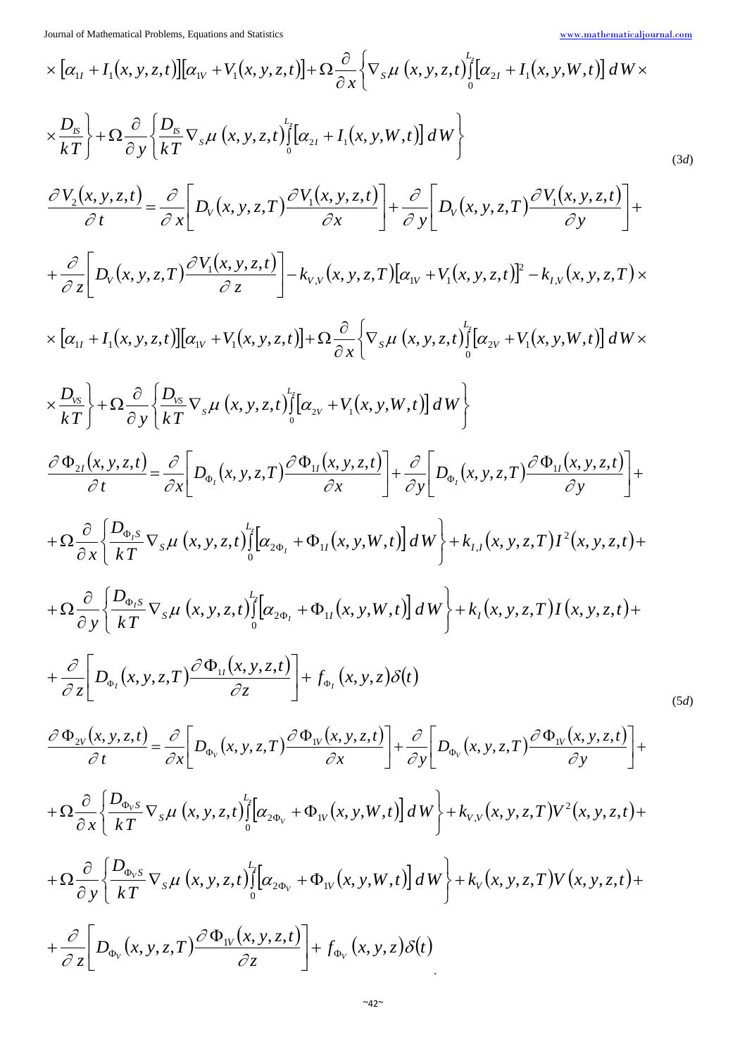$$\times \left[\alpha_{1I} + I_1(x,y,z,t)\right]\left[\alpha_{1V} + V_1(x,y,z,t)\right] + \Omega \frac{\partial}{\partial x}\left\{\nabla_S \mu\left(x,y,z,t\right)\int_0^{L_z}\left[\alpha_{2I} + I_1(x,y,W,t)\right]dW \times\right.$$

$$\left.\times \frac{D_{IS}}{kT}\right\} + \Omega \frac{\partial}{\partial y}\left\{\frac{D_{IS}}{kT}\nabla_S \mu\left(x,y,z,t\right)\int_0^{L_z}\left[\alpha_{2I} + I_1(x,y,W,t)\right]dW\right\} \tag{3d}$$

$$\frac{\partial V_2(x,y,z,t)}{\partial t} = \frac{\partial}{\partial x}\left[D_V(x,y,z,T)\frac{\partial V_1(x,y,z,t)}{\partial x}\right] + \frac{\partial}{\partial y}\left[D_V(x,y,z,T)\frac{\partial V_1(x,y,z,t)}{\partial y}\right] +$$

$$+ \frac{\partial}{\partial z}\left[D_V(x,y,z,T)\frac{\partial V_1(x,y,z,t)}{\partial z}\right] - k_{V,V}(x,y,z,T)\left[\alpha_{1V} + V_1(x,y,z,t)\right]^2 - k_{I,V}(x,y,z,T) \times$$

$$\times \left[\alpha_{1I} + I_1(x,y,z,t)\right]\left[\alpha_{1V} + V_1(x,y,z,t)\right] + \Omega \frac{\partial}{\partial x}\left\{\nabla_S \mu\left(x,y,z,t\right)\int_0^{L_z}\left[\alpha_{2V} + V_1(x,y,W,t)\right]dW \times\right.$$

$$\left.\times \frac{D_{VS}}{kT}\right\} + \Omega \frac{\partial}{\partial y}\left\{\frac{D_{VS}}{kT}\nabla_S \mu\left(x,y,z,t\right)\int_0^{L_z}\left[\alpha_{2V} + V_1(x,y,W,t)\right]dW\right\}$$

$$\frac{\partial \Phi_{2I}(x,y,z,t)}{\partial t} = \frac{\partial}{\partial x}\left[D_{\Phi_I}(x,y,z,T)\frac{\partial \Phi_{1I}(x,y,z,t)}{\partial x}\right] + \frac{\partial}{\partial y}\left[D_{\Phi_I}(x,y,z,T)\frac{\partial \Phi_{1I}(x,y,z,t)}{\partial y}\right] +$$

$$+ \Omega \frac{\partial}{\partial x}\left\{\frac{D_{\Phi_I S}}{kT}\nabla_S \mu\left(x,y,z,t\right)\int_0^{L_z}\left[\alpha_{2\Phi_I} + \Phi_{1I}(x,y,W,t)\right]dW\right\} + k_{I,I}(x,y,z,T)I^2(x,y,z,t) +$$

$$+ \Omega \frac{\partial}{\partial y}\left\{\frac{D_{\Phi_I S}}{kT}\nabla_S \mu\left(x,y,z,t\right)\int_0^{L_z}\left[\alpha_{2\Phi_I} + \Phi_{1I}(x,y,W,t)\right]dW\right\} + k_I(x,y,z,T)I(x,y,z,t) +$$

$$+ \frac{\partial}{\partial z}\left[D_{\Phi_I}(x,y,z,T)\frac{\partial \Phi_{1I}(x,y,z,t)}{\partial z}\right] + f_{\Phi_I}(x,y,z)\delta(t) \tag{5d}$$

$$\frac{\partial \Phi_{2V}(x,y,z,t)}{\partial t} = \frac{\partial}{\partial x}\left[D_{\Phi_V}(x,y,z,T)\frac{\partial \Phi_{1V}(x,y,z,t)}{\partial x}\right] + \frac{\partial}{\partial y}\left[D_{\Phi_V}(x,y,z,T)\frac{\partial \Phi_{1V}(x,y,z,t)}{\partial y}\right] +$$

$$+ \Omega \frac{\partial}{\partial x}\left\{\frac{D_{\Phi_V S}}{kT}\nabla_S \mu\left(x,y,z,t\right)\int_0^{L_z}\left[\alpha_{2\Phi_V} + \Phi_{1V}(x,y,W,t)\right]dW\right\} + k_{V,V}(x,y,z,T)V^2(x,y,z,t) +$$

$$+ \Omega \frac{\partial}{\partial y}\left\{\frac{D_{\Phi_V S}}{kT}\nabla_S \mu\left(x,y,z,t\right)\int_0^{L_z}\left[\alpha_{2\Phi_V} + \Phi_{1V}(x,y,W,t)\right]dW\right\} + k_V(x,y,z,T)V(x,y,z,t) +$$

$$+ \frac{\partial}{\partial z}\left[D_{\Phi_V}(x,y,z,T)\frac{\partial \Phi_{1V}(x,y,z,t)}{\partial z}\right] + f_{\Phi_V}(x,y,z)\delta(t).$$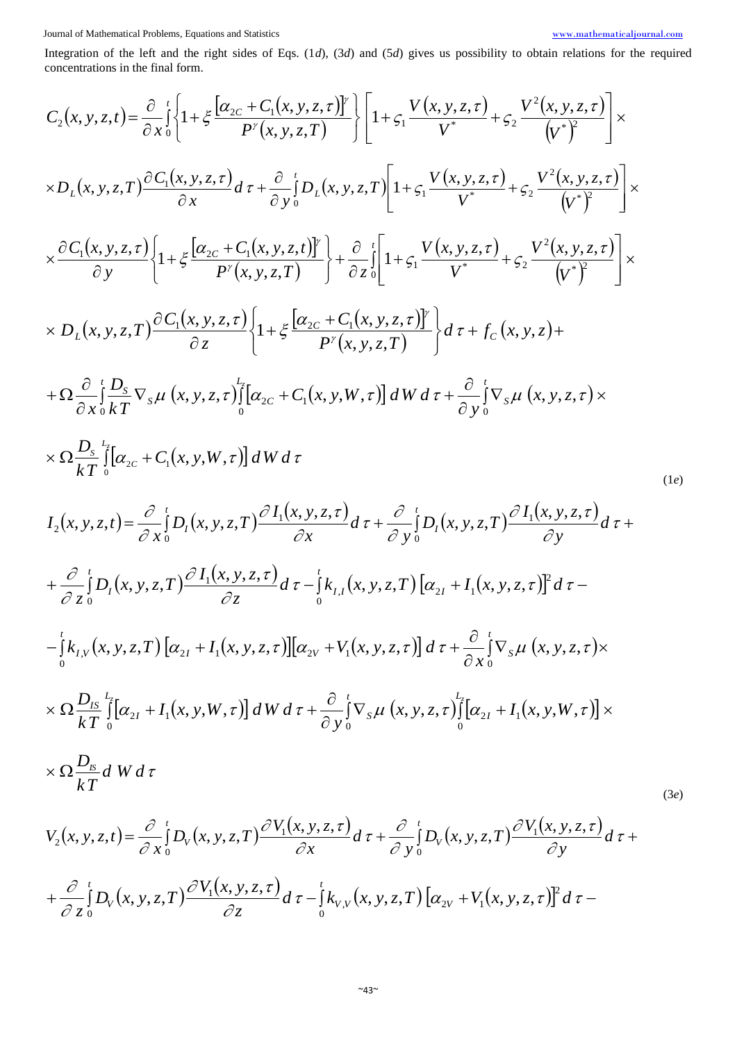Integration of the left and the right sides of Eqs. (1*d*), (3*d*) and (5*d*) gives us possibility to obtain relations for the required concentrations in the final form.

$$C_2(x,y,z,t)=\frac{\partial}{\partial x}\int\limits_0^t\left\{1+\xi\frac{\left[\alpha_{2C}+C_1(x,y,z,\tau)\right]^{\gamma}}{P^{\gamma}(x,y,z,T)}\right\}\left[1+\varsigma_1\frac{V(x,y,z,\tau)}{V^*}+\varsigma_2\frac{V^2(x,y,z,\tau)}{\left(V^*\right)^2}\right]\times$$

$$\times D_L(x,y,z,T)\frac{\partial C_1(x,y,z,\tau)}{\partial x}d\tau+\frac{\partial}{\partial y}\int\limits_0^t D_L(x,y,z,T)\left[1+\varsigma_1\frac{V(x,y,z,\tau)}{V^*}+\varsigma_2\frac{V^2(x,y,z,\tau)}{\left(V^*\right)^2}\right]\times$$

$$\times\frac{\partial C_1(x,y,z,\tau)}{\partial y}\left\{1+\xi\frac{\left[\alpha_{2C}+C_1(x,y,z,t)\right]^{\gamma}}{P^{\gamma}(x,y,z,T)}\right\}+\frac{\partial}{\partial z}\int\limits_0^t\left[1+\varsigma_1\frac{V(x,y,z,\tau)}{V^*}+\varsigma_2\frac{V^2(x,y,z,\tau)}{\left(V^*\right)^2}\right]\times$$

$$\times D_L(x,y,z,T)\frac{\partial C_1(x,y,z,\tau)}{\partial z}\left\{1+\xi\frac{\left[\alpha_{2C}+C_1(x,y,z,\tau)\right]^{\gamma}}{P^{\gamma}(x,y,z,T)}\right\}d\tau+f_C(x,y,z)+$$

$$+\Omega\frac{\partial}{\partial x}\int\limits_0^t\frac{D_S}{kT}\nabla_S\mu(x,y,z,\tau)\int\limits_0^{L_z}\left[\alpha_{2C}+C_1(x,y,W,\tau)\right]dW\,d\tau+\frac{\partial}{\partial y}\int\limits_0^t\nabla_S\mu(x,y,z,\tau)\times$$

$$\times\Omega\frac{D_S}{kT}\int\limits_0^{L_z}\left[\alpha_{2C}+C_1(x,y,W,\tau)\right]dW\,d\tau \qquad (1e)$$

$$I_2(x,y,z,t)=\frac{\partial}{\partial x}\int\limits_0^t D_I(x,y,z,T)\frac{\partial I_1(x,y,z,\tau)}{\partial x}d\tau+\frac{\partial}{\partial y}\int\limits_0^t D_I(x,y,z,T)\frac{\partial I_1(x,y,z,\tau)}{\partial y}d\tau+$$

$$+\frac{\partial}{\partial z}\int\limits_0^t D_I(x,y,z,T)\frac{\partial I_1(x,y,z,\tau)}{\partial z}d\tau-\int\limits_0^t k_{I,I}(x,y,z,T)\left[\alpha_{2I}+I_1(x,y,z,\tau)\right]^2d\tau-$$

$$-\int\limits_0^t k_{I,V}(x,y,z,T)\left[\alpha_{2I}+I_1(x,y,z,\tau)\right]\left[\alpha_{2V}+V_1(x,y,z,\tau)\right]d\tau+\frac{\partial}{\partial x}\int\limits_0^t\nabla_S\mu(x,y,z,\tau)\times$$

$$\times\Omega\frac{D_{IS}}{kT}\int\limits_0^{L_z}\left[\alpha_{2I}+I_1(x,y,W,\tau)\right]dW\,d\tau+\frac{\partial}{\partial y}\int\limits_0^t\nabla_S\mu(x,y,z,\tau)\int\limits_0^{L_z}\left[\alpha_{2I}+I_1(x,y,W,\tau)\right]\times$$

$$\times\Omega\frac{D_{IS}}{kT}d\,W\,d\tau \qquad (3e)$$

$$V_2(x,y,z,t)=\frac{\partial}{\partial x}\int\limits_0^t D_V(x,y,z,T)\frac{\partial V_1(x,y,z,\tau)}{\partial x}d\tau+\frac{\partial}{\partial y}\int\limits_0^t D_V(x,y,z,T)\frac{\partial V_1(x,y,z,\tau)}{\partial y}d\tau+$$

$$+\frac{\partial}{\partial z}\int\limits_0^t D_V(x,y,z,T)\frac{\partial V_1(x,y,z,\tau)}{\partial z}d\tau-\int\limits_0^t k_{V,V}(x,y,z,T)\left[\alpha_{2V}+V_1(x,y,z,\tau)\right]^2d\tau-$$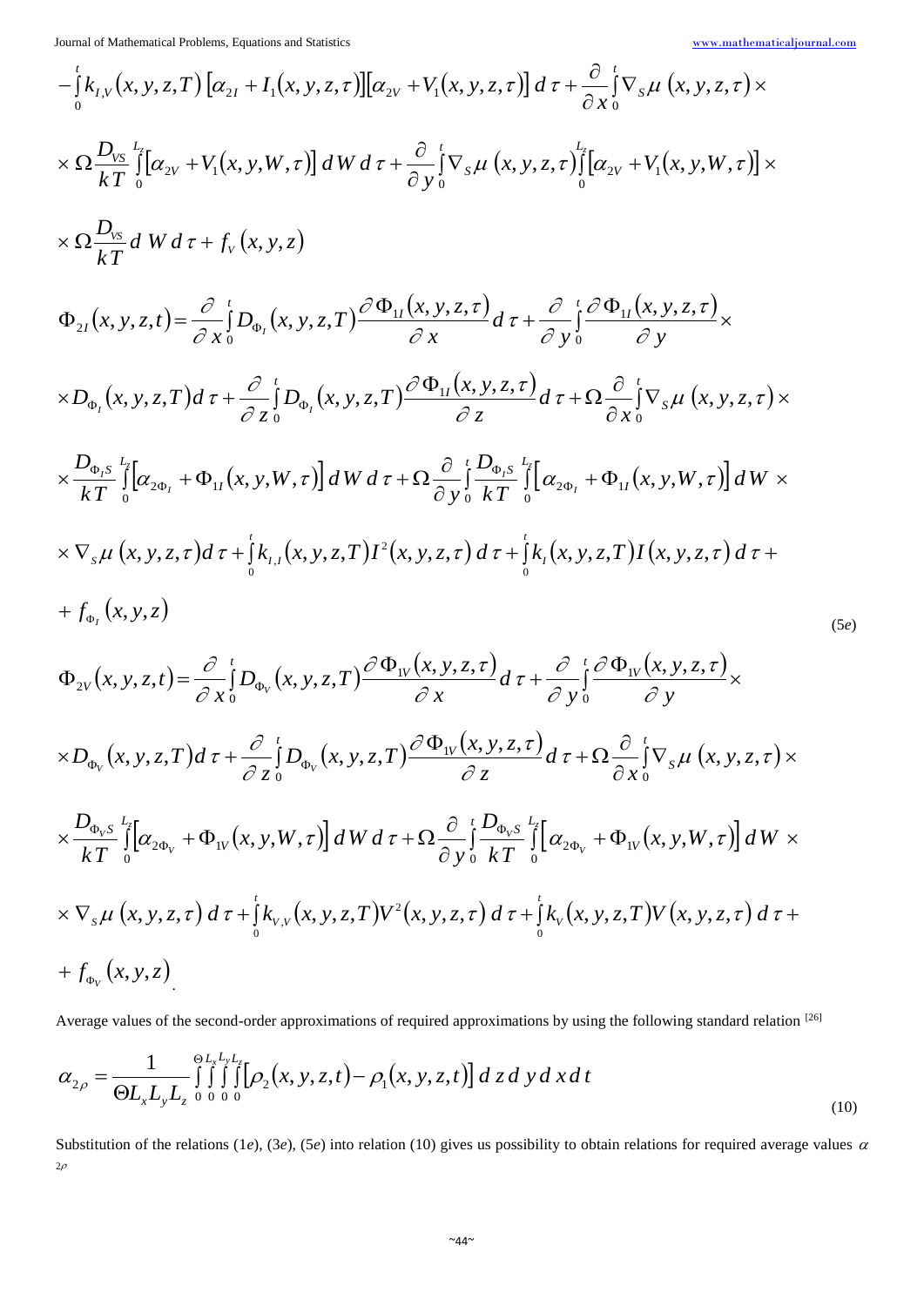$$-\int_0^t k_{I,V}(x,y,z,T)\left[\alpha_{2I}+I_1(x,y,z,\tau)\right]\left[\alpha_{2V}+V_1(x,y,z,\tau)\right]d\tau+\frac{\partial}{\partial x}\int_0^t \nabla_S \mu\,(x,y,z,\tau)\times$$

$$\times\Omega\frac{D_{VS}}{kT}\int_0^{L_z}\left[\alpha_{2V}+V_1(x,y,W,\tau)\right]dW\,d\tau+\frac{\partial}{\partial y}\int_0^t \nabla_S \mu\,(x,y,z,\tau)\int_0^{L_z}\left[\alpha_{2V}+V_1(x,y,W,\tau)\right]\times$$

$$\times\Omega\frac{D_{VS}}{kT}d\,W\,d\tau+f_V(x,y,z)$$

$$\Phi_{2I}(x,y,z,t)=\frac{\partial}{\partial x}\int_0^t D_{\Phi_I}(x,y,z,T)\frac{\partial\Phi_{1I}(x,y,z,\tau)}{\partial x}d\tau+\frac{\partial}{\partial y}\int_0^t\frac{\partial\Phi_{1I}(x,y,z,\tau)}{\partial y}\times$$

$$\times D_{\Phi_I}(x,y,z,T)d\tau+\frac{\partial}{\partial z}\int_0^t D_{\Phi_I}(x,y,z,T)\frac{\partial\Phi_{1I}(x,y,z,\tau)}{\partial z}d\tau+\Omega\frac{\partial}{\partial x}\int_0^t\nabla_S\mu\,(x,y,z,\tau)\times$$

$$\times\frac{D_{\Phi_I S}}{kT}\int_0^{L_z}\left[\alpha_{2\Phi_I}+\Phi_{1I}(x,y,W,\tau)\right]dW\,d\tau+\Omega\frac{\partial}{\partial y}\int_0^t\frac{D_{\Phi_I S}}{kT}\int_0^{L_z}\left[\alpha_{2\Phi_I}+\Phi_{1I}(x,y,W,\tau)\right]dW\times$$

$$\times\nabla_S\mu\,(x,y,z,\tau)d\tau+\int_0^t k_{I,I}(x,y,z,T)I^2(x,y,z,\tau)\,d\tau+\int_0^t k_I(x,y,z,T)I(x,y,z,\tau)\,d\tau+$$

$$+f_{\Phi_I}(x,y,z) \tag{5e}$$

$$\Phi_{2V}(x,y,z,t)=\frac{\partial}{\partial x}\int_0^t D_{\Phi_V}(x,y,z,T)\frac{\partial\Phi_{1V}(x,y,z,\tau)}{\partial x}d\tau+\frac{\partial}{\partial y}\int_0^t\frac{\partial\Phi_{1V}(x,y,z,\tau)}{\partial y}\times$$

$$\times D_{\Phi_V}(x,y,z,T)d\tau+\frac{\partial}{\partial z}\int_0^t D_{\Phi_V}(x,y,z,T)\frac{\partial\Phi_{1V}(x,y,z,\tau)}{\partial z}d\tau+\Omega\frac{\partial}{\partial x}\int_0^t\nabla_S\mu\,(x,y,z,\tau)\times$$

$$\times\frac{D_{\Phi_V S}}{kT}\int_0^{L_z}\left[\alpha_{2\Phi_V}+\Phi_{1V}(x,y,W,\tau)\right]dW\,d\tau+\Omega\frac{\partial}{\partial y}\int_0^t\frac{D_{\Phi_V S}}{kT}\int_0^{L_z}\left[\alpha_{2\Phi_V}+\Phi_{1V}(x,y,W,\tau)\right]dW\times$$

$$\times\nabla_S\mu\,(x,y,z,\tau)\,d\tau+\int_0^t k_{V,V}(x,y,z,T)V^2(x,y,z,\tau)\,d\tau+\int_0^t k_V(x,y,z,T)V(x,y,z,\tau)\,d\tau+$$

$$+f_{\Phi_V}(x,y,z).$$

Average values of the second-order approximations of required approximations by using the following standard relation [26]

$$\alpha_{2\rho}=\frac{1}{\Theta L_x L_y L_z}\int_0^{\Theta}\int_0^{L_x}\int_0^{L_y}\int_0^{L_z}\left[\rho_2(x,y,z,t)-\rho_1(x,y,z,t)\right]d\,z\,d\,y\,d\,x\,d\,t \tag{10}$$

Substitution of the relations (1*e*), (3*e*), (5*e*) into relation (10) gives us possibility to obtain relations for required average values $\alpha_{2\rho}$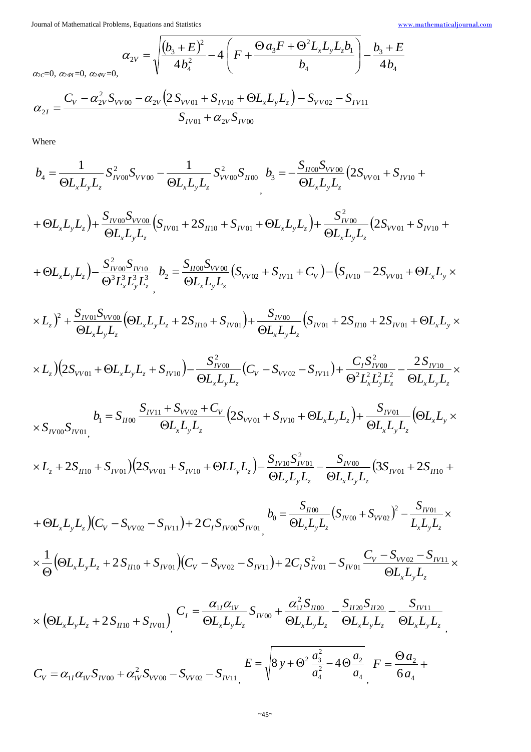$\alpha_{2C}=0,\ \alpha_{2\Phi I}=0,\ \alpha_{2\Phi V}=0,$

$$\alpha_{2V}=\sqrt{\frac{(b_3+E)^2}{4b_4^2}-4\left(F+\frac{\Theta a_3 F+\Theta^2 L_x L_y L_z b_1}{b_4}\right)}-\frac{b_3+E}{4b_4}$$

$$\alpha_{2I}=\frac{C_V-\alpha_{2V}^2 S_{VV00}-\alpha_{2V}\left(2S_{VV01}+S_{IV10}+\Theta L_x L_y L_z\right)-S_{VV02}-S_{IV11}}{S_{IV01}+\alpha_{2V}S_{IV00}}$$

Where

$$b_4=\frac{1}{\Theta L_x L_y L_z}S_{IV00}^2 S_{VV00}-\frac{1}{\Theta L_x L_y L_z}S_{VV00}^2 S_{II00},\quad b_3=-\frac{S_{II00}S_{VV00}}{\Theta L_x L_y L_z}\left(2S_{VV01}+S_{IV10}+\right.$$

$$\left.+\Theta L_x L_y L_z\right)+\frac{S_{IV00}S_{VV00}}{\Theta L_x L_y L_z}\left(S_{IV01}+2S_{II10}+S_{IV01}+\Theta L_x L_y L_z\right)+\frac{S_{IV00}^2}{\Theta L_x L_y L_z}\left(2S_{VV01}+S_{IV10}+\right.$$

$$\left.+\Theta L_x L_y L_z\right)-\frac{S_{IV00}^2 S_{IV10}}{\Theta^3 L_x^3 L_y^3 L_z^3},\quad b_2=\frac{S_{II00}S_{VV00}}{\Theta L_x L_y L_z}\left(S_{VV02}+S_{IV11}+C_V\right)-\left(S_{IV10}-2S_{VV01}+\Theta L_x L_y\times\right.$$

$$\left.\times L_z\right)^2+\frac{S_{IV01}S_{VV00}}{\Theta L_x L_y L_z}\left(\Theta L_x L_y L_z+2S_{II10}+S_{IV01}\right)+\frac{S_{IV00}}{\Theta L_x L_y L_z}\left(S_{IV01}+2S_{II10}+2S_{IV01}+\Theta L_x L_y\times\right.$$

$$\left.\times L_z\right)\left(2S_{VV01}+\Theta L_x L_y L_z+S_{IV10}\right)-\frac{S_{IV00}^2}{\Theta L_x L_y L_z}\left(C_V-S_{VV02}-S_{IV11}\right)+\frac{C_I S_{IV00}^2}{\Theta^2 L_x^2 L_y^2 L_z^2}-\frac{2S_{IV10}}{\Theta L_x L_y L_z}\times$$

$$\times S_{IV00}S_{IV01},\quad b_1=S_{II00}\frac{S_{IV11}+S_{VV02}+C_V}{\Theta L_x L_y L_z}\left(2S_{VV01}+S_{IV10}+\Theta L_x L_y L_z\right)+\frac{S_{IV01}}{\Theta L_x L_y L_z}\left(\Theta L_x L_y\times\right.$$

$$\left.\times L_z+2S_{II10}+S_{IV01}\right)\left(2S_{VV01}+S_{IV10}+\Theta L L_y L_z\right)-\frac{S_{IV10}S_{IV01}^2}{\Theta L_x L_y L_z}-\frac{S_{IV00}}{\Theta L_x L_y L_z}\left(3S_{IV01}+2S_{II10}+\right.$$

$$\left.+\Theta L_x L_y L_z\right)\left(C_V-S_{VV02}-S_{IV11}\right)+2C_I S_{IV00}S_{IV01},\quad b_0=\frac{S_{II00}}{\Theta L_x L_y L_z}\left(S_{IV00}+S_{VV02}\right)^2-\frac{S_{IV01}}{L_x L_y L_z}\times$$

$$\times\frac{1}{\Theta}\left(\Theta L_x L_y L_z+2S_{II10}+S_{IV01}\right)\left(C_V-S_{VV02}-S_{IV11}\right)+2C_I S_{IV01}^2-S_{IV01}\frac{C_V-S_{VV02}-S_{IV11}}{\Theta L_x L_y L_z}\times$$

$$\times\left(\Theta L_x L_y L_z+2S_{II10}+S_{IV01}\right),\quad C_I=\frac{\alpha_{1I}\alpha_{1V}}{\Theta L_x L_y L_z}S_{IV00}+\frac{\alpha_{1I}^2 S_{II00}}{\Theta L_x L_y L_z}-\frac{S_{II20}S_{II20}}{\Theta L_x L_y L_z}-\frac{S_{IV11}}{\Theta L_x L_y L_z},$$

$$C_V=\alpha_{1I}\alpha_{1V}S_{IV00}+\alpha_{1V}^2 S_{VV00}-S_{VV02}-S_{IV11},\quad E=\sqrt{8y+\Theta^2\frac{a_3^2}{a_4^2}-4\Theta\frac{a_2}{a_4}},\quad F=\frac{\Theta a_2}{6a_4}+$$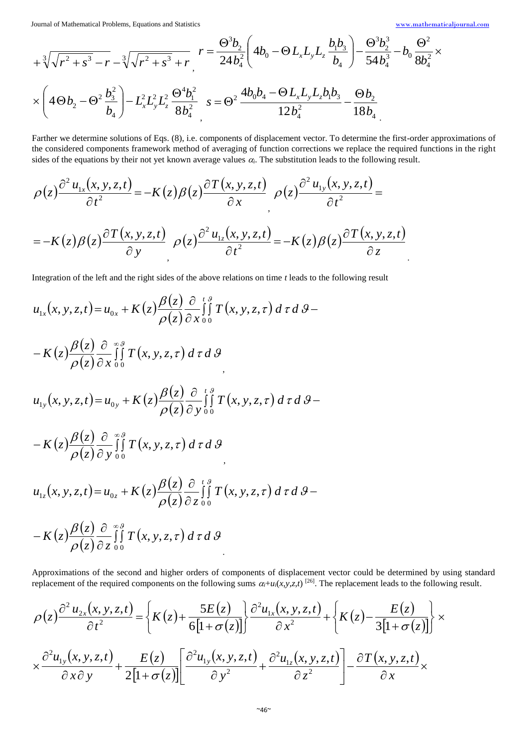$$+\sqrt[3]{\sqrt{r^2+s^3}-r}-\sqrt[3]{\sqrt{r^2+s^3}+r},\quad r=\frac{\Theta^3 b_2}{24 b_4^2}\left(4b_0-\Theta L_x L_y L_z \frac{b_1 b_3}{b_4}\right)-\frac{\Theta^3 b_2^3}{54 b_4^3}-b_0\frac{\Theta^2}{8b_4^2}\times$$

$$\times\left(4\Theta b_2-\Theta^2\frac{b_3^2}{b_4}\right)-L_x^2 L_y^2 L_z^2\frac{\Theta^4 b_1^2}{8b_4^2},\quad s=\Theta^2\frac{4b_0 b_4-\Theta L_x L_y L_z b_1 b_3}{12 b_4^2}-\frac{\Theta b_2}{18 b_4}.$$

Farther we determine solutions of Eqs. (8), i.e. components of displacement vector. To determine the first-order approximations of the considered components framework method of averaging of function corrections we replace the required functions in the right sides of the equations by their not yet known average values $\alpha_i$. The substitution leads to the following result.

$$\rho(z)\frac{\partial^2 u_{1x}(x,y,z,t)}{\partial t^2}=-K(z)\beta(z)\frac{\partial T(x,y,z,t)}{\partial x},\quad \rho(z)\frac{\partial^2 u_{1y}(x,y,z,t)}{\partial t^2}=$$

$$=-K(z)\beta(z)\frac{\partial T(x,y,z,t)}{\partial y},\quad \rho(z)\frac{\partial^2 u_{1z}(x,y,z,t)}{\partial t^2}=-K(z)\beta(z)\frac{\partial T(x,y,z,t)}{\partial z}.$$

Integration of the left and the right sides of the above relations on time $t$ leads to the following result

$$u_{1x}(x,y,z,t)=u_{0x}+K(z)\frac{\beta(z)}{\rho(z)}\frac{\partial}{\partial x}\int_0^t\int_0^{\vartheta}T(x,y,z,\tau)\,d\tau\,d\vartheta-$$

$$-K(z)\frac{\beta(z)}{\rho(z)}\frac{\partial}{\partial x}\int_0^{\infty}\int_0^{\vartheta}T(x,y,z,\tau)\,d\tau\,d\vartheta,$$

$$u_{1y}(x,y,z,t)=u_{0y}+K(z)\frac{\beta(z)}{\rho(z)}\frac{\partial}{\partial y}\int_0^t\int_0^{\vartheta}T(x,y,z,\tau)\,d\tau\,d\vartheta-$$

$$-K(z)\frac{\beta(z)}{\rho(z)}\frac{\partial}{\partial y}\int_0^{\infty}\int_0^{\vartheta}T(x,y,z,\tau)\,d\tau\,d\vartheta,$$

$$u_{1z}(x,y,z,t)=u_{0z}+K(z)\frac{\beta(z)}{\rho(z)}\frac{\partial}{\partial z}\int_0^t\int_0^{\vartheta}T(x,y,z,\tau)\,d\tau\,d\vartheta-$$

$$-K(z)\frac{\beta(z)}{\rho(z)}\frac{\partial}{\partial z}\int_0^{\infty}\int_0^{\vartheta}T(x,y,z,\tau)\,d\tau\,d\vartheta.$$

Approximations of the second and higher orders of components of displacement vector could be determined by using standard replacement of the required components on the following sums $\alpha_i+u_i(x,y,z,t)$ [26]. The replacement leads to the following result.

$$\rho(z)\frac{\partial^2 u_{2x}(x,y,z,t)}{\partial t^2}=\left\{K(z)+\frac{5E(z)}{6[1+\sigma(z)]}\right\}\frac{\partial^2 u_{1x}(x,y,z,t)}{\partial x^2}+\left\{K(z)-\frac{E(z)}{3[1+\sigma(z)]}\right\}\times$$

$$\times\frac{\partial^2 u_{1y}(x,y,z,t)}{\partial x\,\partial y}+\frac{E(z)}{2[1+\sigma(z)]}\left[\frac{\partial^2 u_{1y}(x,y,z,t)}{\partial y^2}+\frac{\partial^2 u_{1z}(x,y,z,t)}{\partial z^2}\right]-\frac{\partial T(x,y,z,t)}{\partial x}\times$$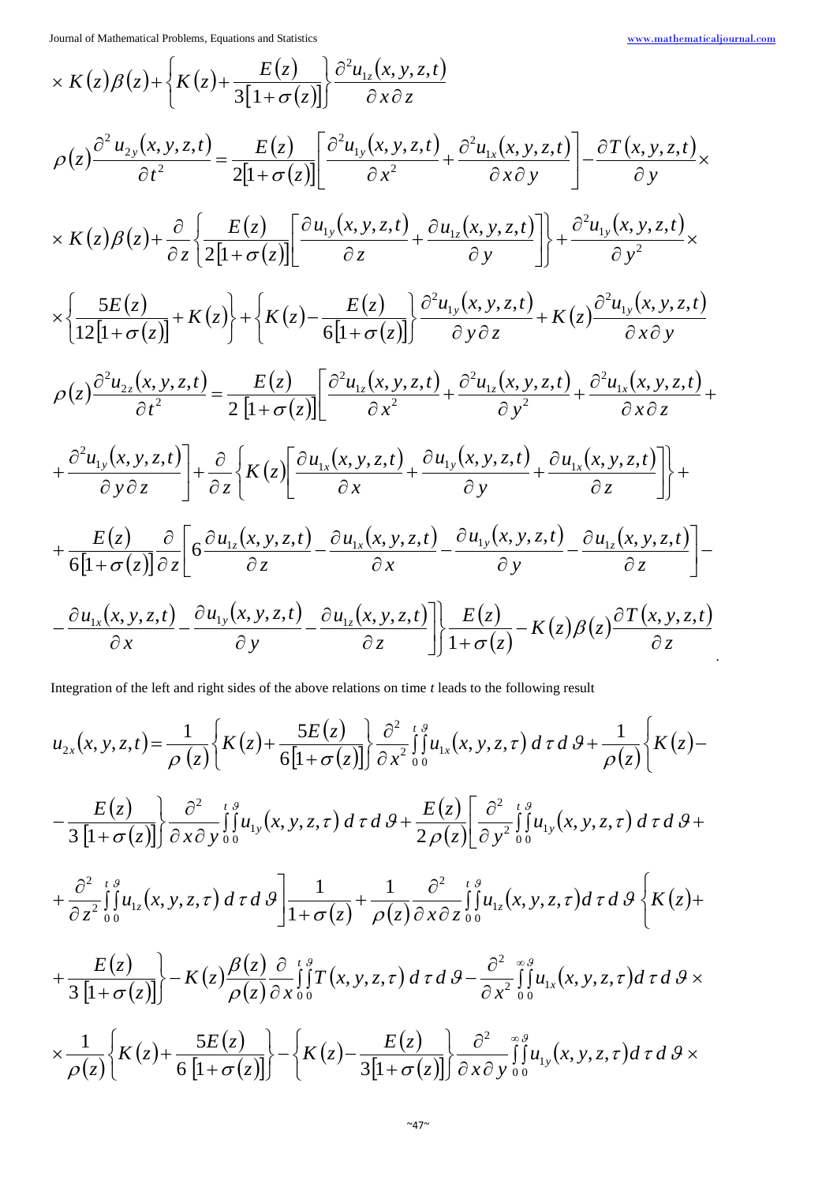$$\times K(z)\beta(z)+\left\{K(z)+\frac{E(z)}{3[1+\sigma(z)]}\right\}\frac{\partial^2 u_{1z}(x,y,z,t)}{\partial x\,\partial z}$$

$$\rho(z)\frac{\partial^2 u_{2y}(x,y,z,t)}{\partial t^2}=\frac{E(z)}{2[1+\sigma(z)]}\left[\frac{\partial^2 u_{1y}(x,y,z,t)}{\partial x^2}+\frac{\partial^2 u_{1x}(x,y,z,t)}{\partial x\,\partial y}\right]-\frac{\partial T(x,y,z,t)}{\partial y}\times$$

$$\times K(z)\beta(z)+\frac{\partial}{\partial z}\left\{\frac{E(z)}{2[1+\sigma(z)]}\left[\frac{\partial u_{1y}(x,y,z,t)}{\partial z}+\frac{\partial u_{1z}(x,y,z,t)}{\partial y}\right]\right\}+\frac{\partial^2 u_{1y}(x,y,z,t)}{\partial y^2}\times$$

$$\times\left\{\frac{5E(z)}{12[1+\sigma(z)]}+K(z)\right\}+\left\{K(z)-\frac{E(z)}{6[1+\sigma(z)]}\right\}\frac{\partial^2 u_{1y}(x,y,z,t)}{\partial y\,\partial z}+K(z)\frac{\partial^2 u_{1y}(x,y,z,t)}{\partial x\,\partial y}$$

$$\rho(z)\frac{\partial^2 u_{2z}(x,y,z,t)}{\partial t^2}=\frac{E(z)}{2\,[1+\sigma(z)]}\left[\frac{\partial^2 u_{1z}(x,y,z,t)}{\partial x^2}+\frac{\partial^2 u_{1z}(x,y,z,t)}{\partial y^2}+\frac{\partial^2 u_{1x}(x,y,z,t)}{\partial x\,\partial z}+\right.$$

$$\left.+\frac{\partial^2 u_{1y}(x,y,z,t)}{\partial y\,\partial z}\right]+\frac{\partial}{\partial z}\left\{K(z)\left[\frac{\partial u_{1x}(x,y,z,t)}{\partial x}+\frac{\partial u_{1y}(x,y,z,t)}{\partial y}+\frac{\partial u_{1x}(x,y,z,t)}{\partial z}\right]\right\}+$$

$$+\frac{E(z)}{6[1+\sigma(z)]}\frac{\partial}{\partial z}\left[6\frac{\partial u_{1z}(x,y,z,t)}{\partial z}-\frac{\partial u_{1x}(x,y,z,t)}{\partial x}-\frac{\partial u_{1y}(x,y,z,t)}{\partial y}-\frac{\partial u_{1z}(x,y,z,t)}{\partial z}\right]-$$

$$\left.\left.-\frac{\partial u_{1x}(x,y,z,t)}{\partial x}-\frac{\partial u_{1y}(x,y,z,t)}{\partial y}-\frac{\partial u_{1z}(x,y,z,t)}{\partial z}\right]\right\}\frac{E(z)}{1+\sigma(z)}-K(z)\beta(z)\frac{\partial T(x,y,z,t)}{\partial z}.$$

Integration of the left and right sides of the above relations on time $t$ leads to the following result

$$u_{2x}(x,y,z,t)=\frac{1}{\rho(z)}\left\{K(z)+\frac{5E(z)}{6[1+\sigma(z)]}\right\}\frac{\partial^2}{\partial x^2}\int_0^t\int_0^{\vartheta}u_{1x}(x,y,z,\tau)\,d\tau\,d\vartheta+\frac{1}{\rho(z)}\left\{K(z)-\right.$$

$$\left.-\frac{E(z)}{3\,[1+\sigma(z)]}\right\}\frac{\partial^2}{\partial x\,\partial y}\int_0^t\int_0^{\vartheta}u_{1y}(x,y,z,\tau)\,d\tau\,d\vartheta+\frac{E(z)}{2\rho(z)}\left[\frac{\partial^2}{\partial y^2}\int_0^t\int_0^{\vartheta}u_{1y}(x,y,z,\tau)\,d\tau\,d\vartheta+\right.$$

$$\left.+\frac{\partial^2}{\partial z^2}\int_0^t\int_0^{\vartheta}u_{1z}(x,y,z,\tau)\,d\tau\,d\vartheta\right]\frac{1}{1+\sigma(z)}+\frac{1}{\rho(z)}\frac{\partial^2}{\partial x\,\partial z}\int_0^t\int_0^{\vartheta}u_{1z}(x,y,z,\tau)\,d\tau\,d\vartheta\left\{K(z)+\right.$$

$$\left.+\frac{E(z)}{3\,[1+\sigma(z)]}\right\}-K(z)\frac{\beta(z)}{\rho(z)}\frac{\partial}{\partial x}\int_0^t\int_0^{\vartheta}T(x,y,z,\tau)\,d\tau\,d\vartheta-\frac{\partial^2}{\partial x^2}\int_0^{\infty}\int_0^{\vartheta}u_{1x}(x,y,z,\tau)\,d\tau\,d\vartheta\times$$

$$\times\frac{1}{\rho(z)}\left\{K(z)+\frac{5E(z)}{6\,[1+\sigma(z)]}\right\}-\left\{K(z)-\frac{E(z)}{3[1+\sigma(z)]}\right\}\frac{\partial^2}{\partial x\,\partial y}\int_0^{\infty}\int_0^{\vartheta}u_{1y}(x,y,z,\tau)\,d\tau\,d\vartheta\times$$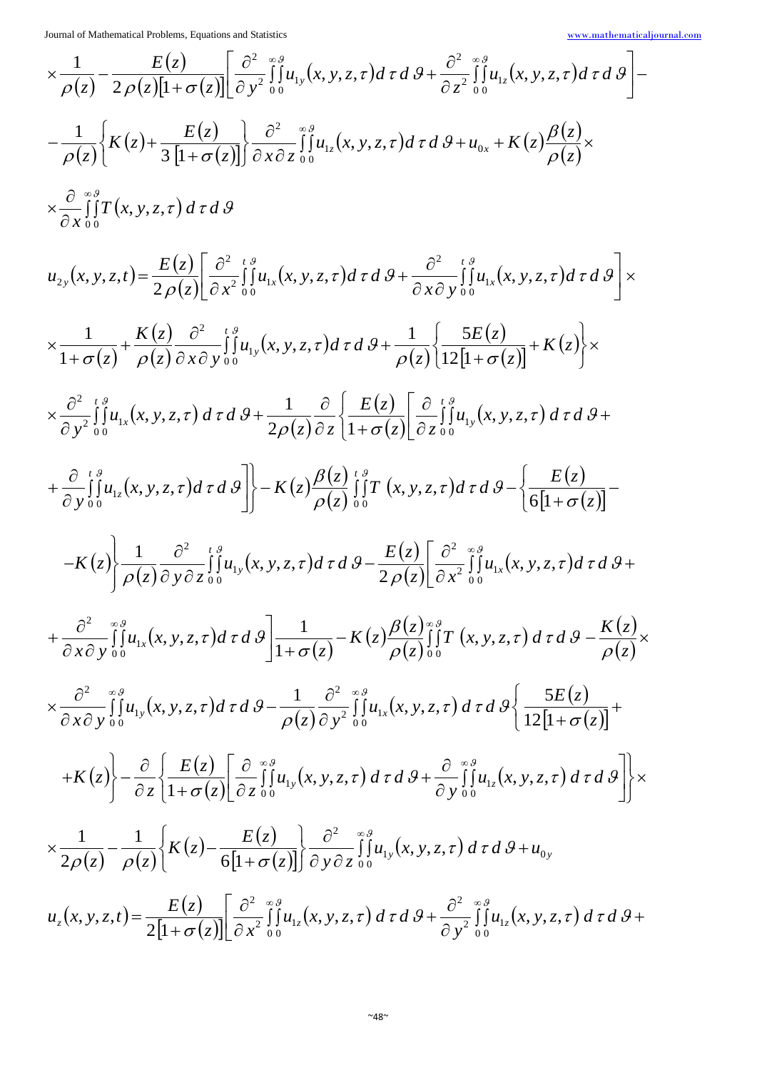$$\times\frac{1}{\rho(z)}-\frac{E(z)}{2\,\rho(z)[1+\sigma(z)]}\left[\frac{\partial^2}{\partial y^2}\int\limits_0^\infty\int\limits_0^\vartheta u_{1y}(x,y,z,\tau)d\,\tau\,d\,\vartheta+\frac{\partial^2}{\partial z^2}\int\limits_0^\infty\int\limits_0^\vartheta u_{1z}(x,y,z,\tau)d\,\tau\,d\,\vartheta\right]-$$

$$-\frac{1}{\rho(z)}\left\{K(z)+\frac{E(z)}{3\,[1+\sigma(z)]}\right\}\frac{\partial^2}{\partial x\,\partial z}\int\limits_0^\infty\int\limits_0^\vartheta u_{1z}(x,y,z,\tau)d\,\tau\,d\,\vartheta+u_{0x}+K(z)\frac{\beta(z)}{\rho(z)}\times$$

$$\times\frac{\partial}{\partial x}\int\limits_0^\infty\int\limits_0^\vartheta T(x,y,z,\tau)\,d\,\tau\,d\,\vartheta$$

$$u_{2y}(x,y,z,t)=\frac{E(z)}{2\,\rho(z)}\left[\frac{\partial^2}{\partial x^2}\int\limits_0^t\int\limits_0^\vartheta u_{1x}(x,y,z,\tau)d\,\tau\,d\,\vartheta+\frac{\partial^2}{\partial x\,\partial y}\int\limits_0^t\int\limits_0^\vartheta u_{1x}(x,y,z,\tau)d\,\tau\,d\,\vartheta\right]\times$$

$$\times\frac{1}{1+\sigma(z)}+\frac{K(z)}{\rho(z)}\frac{\partial^2}{\partial x\,\partial y}\int\limits_0^t\int\limits_0^\vartheta u_{1y}(x,y,z,\tau)d\,\tau\,d\,\vartheta+\frac{1}{\rho(z)}\left\{\frac{5E(z)}{12[1+\sigma(z)]}+K(z)\right\}\times$$

$$\times\frac{\partial^2}{\partial y^2}\int\limits_0^t\int\limits_0^\vartheta u_{1x}(x,y,z,\tau)\,d\,\tau\,d\,\vartheta+\frac{1}{2\rho(z)}\frac{\partial}{\partial z}\left\{\frac{E(z)}{1+\sigma(z)}\left[\frac{\partial}{\partial z}\int\limits_0^t\int\limits_0^\vartheta u_{1y}(x,y,z,\tau)\,d\,\tau\,d\,\vartheta+\right.\right.$$

$$\left.\left.+\frac{\partial}{\partial y}\int\limits_0^t\int\limits_0^\vartheta u_{1z}(x,y,z,\tau)d\,\tau\,d\,\vartheta\right]\right\}-K(z)\frac{\beta(z)}{\rho(z)}\int\limits_0^t\int\limits_0^\vartheta T\,(x,y,z,\tau)d\,\tau\,d\,\vartheta-\left\{\frac{E(z)}{6[1+\sigma(z)]}-\right.$$

$$\left.-K(z)\right\}\frac{1}{\rho(z)}\frac{\partial^2}{\partial y\,\partial z}\int\limits_0^t\int\limits_0^\vartheta u_{1y}(x,y,z,\tau)d\,\tau\,d\,\vartheta-\frac{E(z)}{2\,\rho(z)}\left[\frac{\partial^2}{\partial x^2}\int\limits_0^\infty\int\limits_0^\vartheta u_{1x}(x,y,z,\tau)d\,\tau\,d\,\vartheta+\right.$$

$$\left.+\frac{\partial^2}{\partial x\,\partial y}\int\limits_0^\infty\int\limits_0^\vartheta u_{1x}(x,y,z,\tau)d\,\tau\,d\,\vartheta\right]\frac{1}{1+\sigma(z)}-K(z)\frac{\beta(z)}{\rho(z)}\int\limits_0^\infty\int\limits_0^\vartheta T\,(x,y,z,\tau)\,d\,\tau\,d\,\vartheta-\frac{K(z)}{\rho(z)}\times$$

$$\times\frac{\partial^2}{\partial x\,\partial y}\int\limits_0^\infty\int\limits_0^\vartheta u_{1y}(x,y,z,\tau)d\,\tau\,d\,\vartheta-\frac{1}{\rho(z)}\frac{\partial^2}{\partial y^2}\int\limits_0^\infty\int\limits_0^\vartheta u_{1x}(x,y,z,\tau)\,d\,\tau\,d\,\vartheta\left\{\frac{5E(z)}{12[1+\sigma(z)]}+\right.$$

$$\left.+K(z)\right\}-\frac{\partial}{\partial z}\left\{\frac{E(z)}{1+\sigma(z)}\left[\frac{\partial}{\partial z}\int\limits_0^\infty\int\limits_0^\vartheta u_{1y}(x,y,z,\tau)\,d\,\tau\,d\,\vartheta+\frac{\partial}{\partial y}\int\limits_0^\infty\int\limits_0^\vartheta u_{1z}(x,y,z,\tau)\,d\,\tau\,d\,\vartheta\right]\right\}\times$$

$$\times\frac{1}{2\rho(z)}-\frac{1}{\rho(z)}\left\{K(z)-\frac{E(z)}{6[1+\sigma(z)]}\right\}\frac{\partial^2}{\partial y\,\partial z}\int\limits_0^\infty\int\limits_0^\vartheta u_{1y}(x,y,z,\tau)\,d\,\tau\,d\,\vartheta+u_{0y}$$

$$u_z(x,y,z,t)=\frac{E(z)}{2[1+\sigma(z)]}\left[\frac{\partial^2}{\partial x^2}\int\limits_0^\infty\int\limits_0^\vartheta u_{1z}(x,y,z,\tau)\,d\,\tau\,d\,\vartheta+\frac{\partial^2}{\partial y^2}\int\limits_0^\infty\int\limits_0^\vartheta u_{1z}(x,y,z,\tau)\,d\,\tau\,d\,\vartheta+\right.$$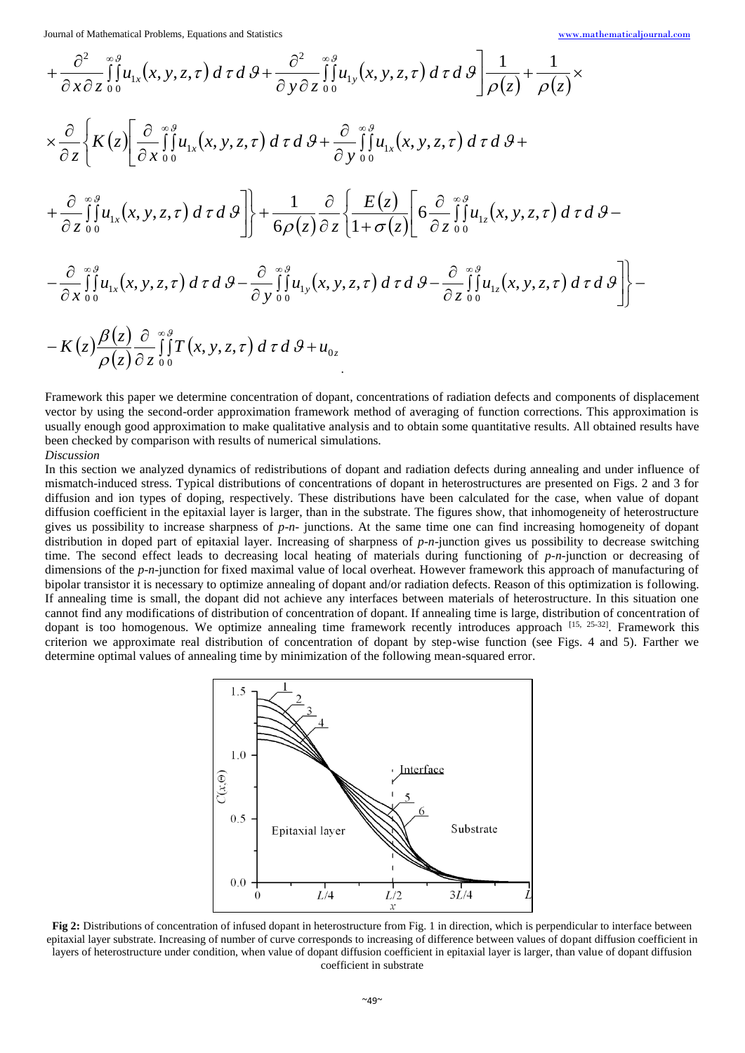$$+\frac{\partial^2}{\partial x\partial z}\int_0^{\infty}\int_0^{\vartheta}u_{1x}(x,y,z,\tau)\,d\tau\,d\vartheta+\frac{\partial^2}{\partial y\partial z}\int_0^{\infty}\int_0^{\vartheta}u_{1y}(x,y,z,\tau)\,d\tau\,d\vartheta\Bigg]\frac{1}{\rho(z)}+\frac{1}{\rho(z)}\times$$

$$\times\frac{\partial}{\partial z}\left\{K(z)\left[\frac{\partial}{\partial x}\int_0^{\infty}\int_0^{\vartheta}u_{1x}(x,y,z,\tau)\,d\tau\,d\vartheta+\frac{\partial}{\partial y}\int_0^{\infty}\int_0^{\vartheta}u_{1x}(x,y,z,\tau)\,d\tau\,d\vartheta+\right.\right.$$

$$\left.\left.+\frac{\partial}{\partial z}\int_0^{\infty}\int_0^{\vartheta}u_{1x}(x,y,z,\tau)\,d\tau\,d\vartheta\right]\right\}+\frac{1}{6\rho(z)}\frac{\partial}{\partial z}\left\{\frac{E(z)}{1+\sigma(z)}\left[6\frac{\partial}{\partial z}\int_0^{\infty}\int_0^{\vartheta}u_{1z}(x,y,z,\tau)\,d\tau\,d\vartheta-\right.\right.$$

$$\left.\left.-\frac{\partial}{\partial x}\int_0^{\infty}\int_0^{\vartheta}u_{1x}(x,y,z,\tau)\,d\tau\,d\vartheta-\frac{\partial}{\partial y}\int_0^{\infty}\int_0^{\vartheta}u_{1y}(x,y,z,\tau)\,d\tau\,d\vartheta-\frac{\partial}{\partial z}\int_0^{\infty}\int_0^{\vartheta}u_{1z}(x,y,z,\tau)\,d\tau\,d\vartheta\right]\right\}-$$

$$-K(z)\frac{\beta(z)}{\rho(z)}\frac{\partial}{\partial z}\int_0^{\infty}\int_0^{\vartheta}T(x,y,z,\tau)\,d\tau\,d\vartheta+u_{0z}.$$

Framework this paper we determine concentration of dopant, concentrations of radiation defects and components of displacement vector by using the second-order approximation framework method of averaging of function corrections. This approximation is usually enough good approximation to make qualitative analysis and to obtain some quantitative results. All obtained results have been checked by comparison with results of numerical simulations.

*Discussion*

In this section we analyzed dynamics of redistributions of dopant and radiation defects during annealing and under influence of mismatch-induced stress. Typical distributions of concentrations of dopant in heterostructures are presented on Figs. 2 and 3 for diffusion and ion types of doping, respectively. These distributions have been calculated for the case, when value of dopant diffusion coefficient in the epitaxial layer is larger, than in the substrate. The figures show, that inhomogeneity of heterostructure gives us possibility to increase sharpness of *p-n-* junctions. At the same time one can find increasing homogeneity of dopant distribution in doped part of epitaxial layer. Increasing of sharpness of *p-n*-junction gives us possibility to decrease switching time. The second effect leads to decreasing local heating of materials during functioning of *p-n*-junction or decreasing of dimensions of the *p-n*-junction for fixed maximal value of local overheat. However framework this approach of manufacturing of bipolar transistor it is necessary to optimize annealing of dopant and/or radiation defects. Reason of this optimization is following. If annealing time is small, the dopant did not achieve any interfaces between materials of heterostructure. In this situation one cannot find any modifications of distribution of concentration of dopant. If annealing time is large, distribution of concentration of dopant is too homogenous. We optimize annealing time framework recently introduces approach [15, 25-32]. Framework this criterion we approximate real distribution of concentration of dopant by step-wise function (see Figs. 4 and 5). Farther we determine optimal values of annealing time by minimization of the following mean-squared error.

**Fig 2:** Distributions of concentration of infused dopant in heterostructure from Fig. 1 in direction, which is perpendicular to interface between epitaxial layer substrate. Increasing of number of curve corresponds to increasing of difference between values of dopant diffusion coefficient in layers of heterostructure under condition, when value of dopant diffusion coefficient in epitaxial layer is larger, than value of dopant diffusion coefficient in substrate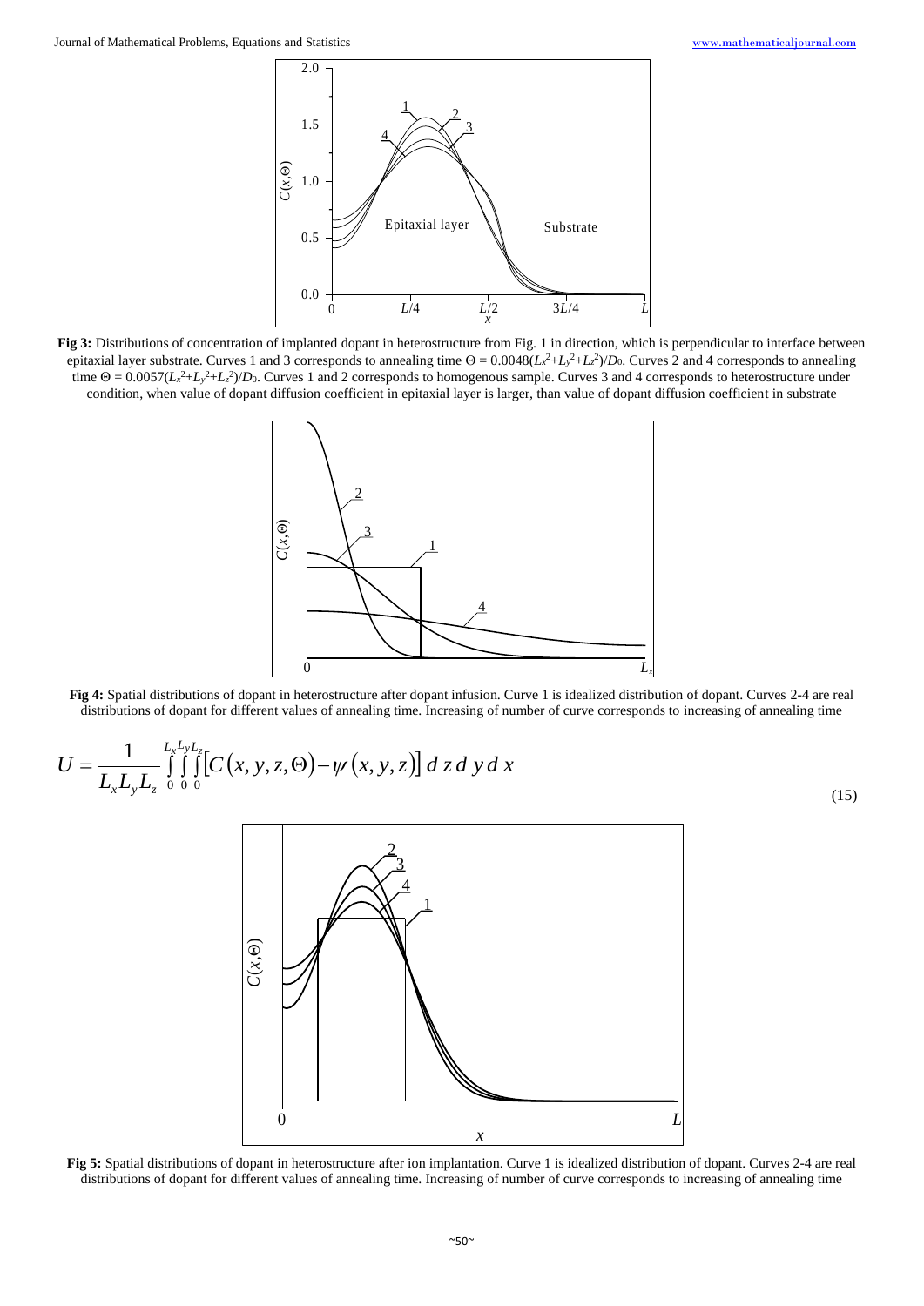**Fig 3:** Distributions of concentration of implanted dopant in heterostructure from Fig. 1 in direction, which is perpendicular to interface between epitaxial layer substrate. Curves 1 and 3 corresponds to annealing time $\Theta = 0.0048(L_x^2+L_y^2+L_z^2)/D_0$. Curves 2 and 4 corresponds to annealing time $\Theta = 0.0057(L_x^2+L_y^2+L_z^2)/D_0$. Curves 1 and 2 corresponds to homogenous sample. Curves 3 and 4 corresponds to heterostructure under condition, when value of dopant diffusion coefficient in epitaxial layer is larger, than value of dopant diffusion coefficient in substrate

**Fig 4:** Spatial distributions of dopant in heterostructure after dopant infusion. Curve 1 is idealized distribution of dopant. Curves 2-4 are real distributions of dopant for different values of annealing time. Increasing of number of curve corresponds to increasing of annealing time

$$U = \frac{1}{L_x L_y L_z} \int_0^{L_x} \int_0^{L_y} \int_0^{L_z} \left[ C(x, y, z, \Theta) - \psi(x, y, z) \right] d\,z\,d\,y\,d\,x \tag{15}$$

**Fig 5:** Spatial distributions of dopant in heterostructure after ion implantation. Curve 1 is idealized distribution of dopant. Curves 2-4 are real distributions of dopant for different values of annealing time. Increasing of number of curve corresponds to increasing of annealing time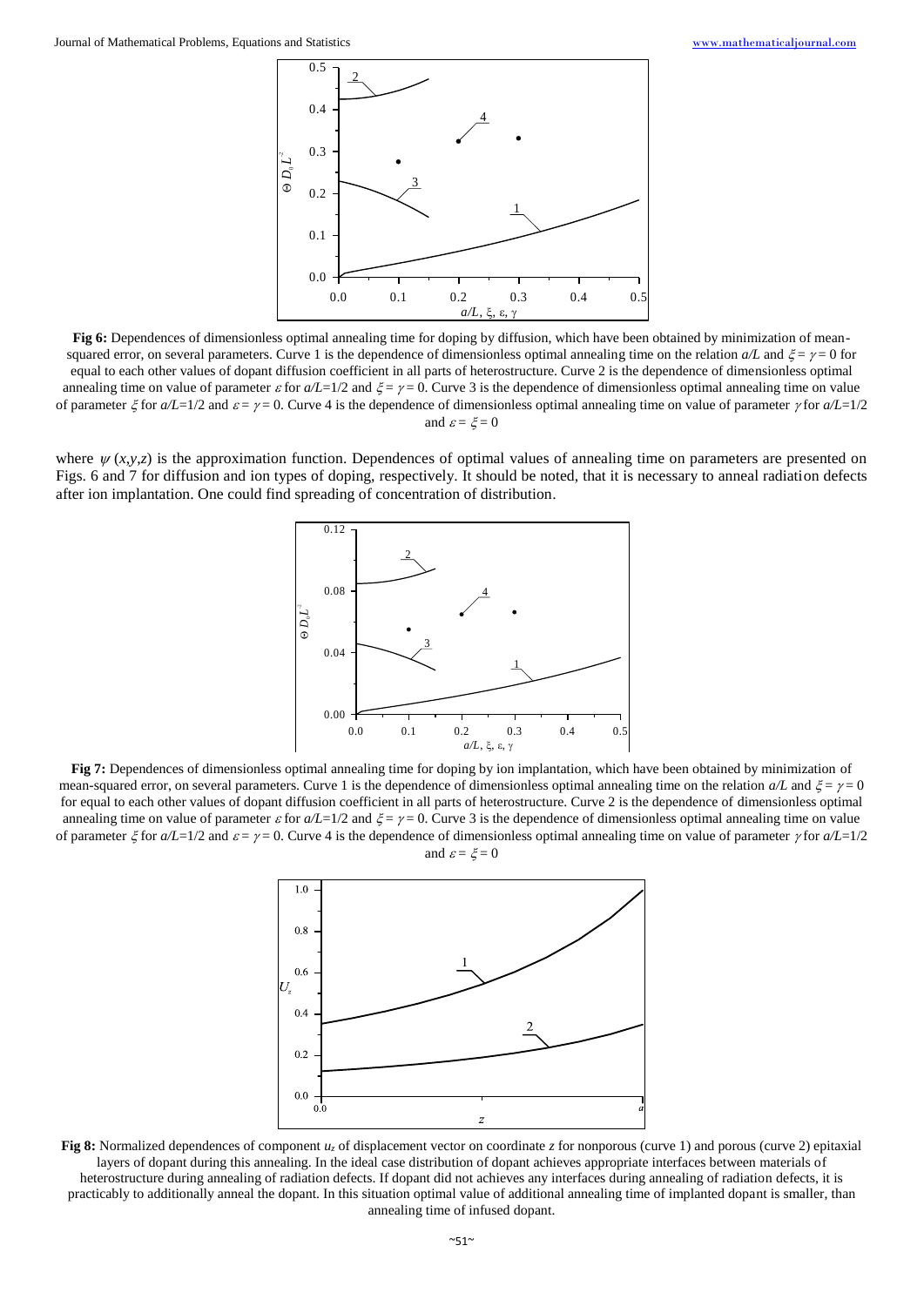**Fig 6:** Dependences of dimensionless optimal annealing time for doping by diffusion, which have been obtained by minimization of mean-squared error, on several parameters. Curve 1 is the dependence of dimensionless optimal annealing time on the relation $a/L$ and $\xi = \gamma = 0$ for equal to each other values of dopant diffusion coefficient in all parts of heterostructure. Curve 2 is the dependence of dimensionless optimal annealing time on value of parameter $\varepsilon$ for $a/L=1/2$ and $\xi = \gamma = 0$. Curve 3 is the dependence of dimensionless optimal annealing time on value of parameter $\xi$ for $a/L=1/2$ and $\varepsilon = \gamma = 0$. Curve 4 is the dependence of dimensionless optimal annealing time on value of parameter $\gamma$ for $a/L=1/2$ and $\varepsilon = \xi = 0$

where $\psi(x,y,z)$ is the approximation function. Dependences of optimal values of annealing time on parameters are presented on Figs. 6 and 7 for diffusion and ion types of doping, respectively. It should be noted, that it is necessary to anneal radiation defects after ion implantation. One could find spreading of concentration of distribution.

**Fig 7:** Dependences of dimensionless optimal annealing time for doping by ion implantation, which have been obtained by minimization of mean-squared error, on several parameters. Curve 1 is the dependence of dimensionless optimal annealing time on the relation $a/L$ and $\xi = \gamma = 0$ for equal to each other values of dopant diffusion coefficient in all parts of heterostructure. Curve 2 is the dependence of dimensionless optimal annealing time on value of parameter $\varepsilon$ for $a/L=1/2$ and $\xi = \gamma = 0$. Curve 3 is the dependence of dimensionless optimal annealing time on value of parameter $\xi$ for $a/L=1/2$ and $\varepsilon = \gamma = 0$. Curve 4 is the dependence of dimensionless optimal annealing time on value of parameter $\gamma$ for $a/L=1/2$ and $\varepsilon = \xi = 0$

**Fig 8:** Normalized dependences of component $u_z$ of displacement vector on coordinate $z$ for nonporous (curve 1) and porous (curve 2) epitaxial layers of dopant during this annealing. In the ideal case distribution of dopant achieves appropriate interfaces between materials of heterostructure during annealing of radiation defects. If dopant did not achieves any interfaces during annealing of radiation defects, it is practicably to additionally anneal the dopant. In this situation optimal value of additional annealing time of implanted dopant is smaller, than annealing time of infused dopant.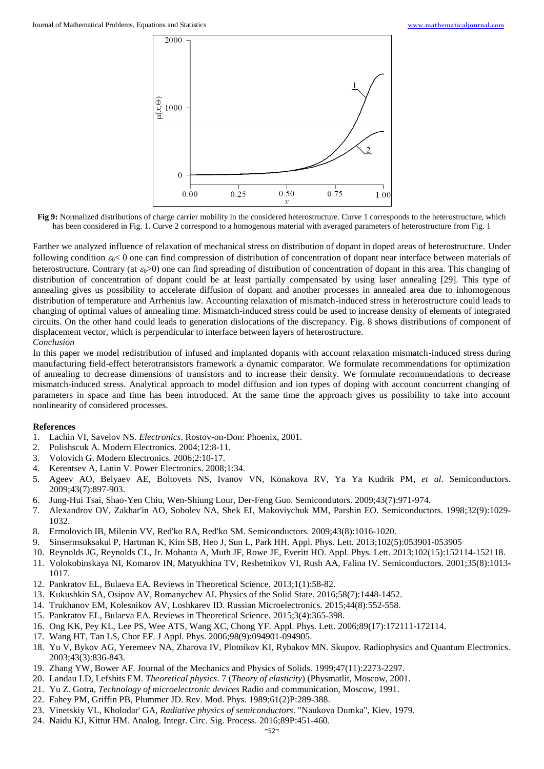**Fig 9:** Normalized distributions of charge carrier mobility in the considered heterostructure. Curve 1 corresponds to the heterostructure, which has been considered in Fig. 1. Curve 2 correspond to a homogenous material with averaged parameters of heterostructure from Fig. 1

Farther we analyzed influence of relaxation of mechanical stress on distribution of dopant in doped areas of heterostructure. Under following condition $\varepsilon_0 < 0$ one can find compression of distribution of concentration of dopant near interface between materials of heterostructure. Contrary (at $\varepsilon_0 > 0$) one can find spreading of distribution of concentration of dopant in this area. This changing of distribution of concentration of dopant could be at least partially compensated by using laser annealing [29]. This type of annealing gives us possibility to accelerate diffusion of dopant and another processes in annealed area due to inhomogenous distribution of temperature and Arrhenius law. Accounting relaxation of mismatch-induced stress in heterostructure could leads to changing of optimal values of annealing time. Mismatch-induced stress could be used to increase density of elements of integrated circuits. On the other hand could leads to generation dislocations of the discrepancy. Fig. 8 shows distributions of component of displacement vector, which is perpendicular to interface between layers of heterostructure.

*Conclusion*

In this paper we model redistribution of infused and implanted dopants with account relaxation mismatch-induced stress during manufacturing field-effect heterotransistors framework a dynamic comparator. We formulate recommendations for optimization of annealing to decrease dimensions of transistors and to increase their density. We formulate recommendations to decrease mismatch-induced stress. Analytical approach to model diffusion and ion types of doping with account concurrent changing of parameters in space and time has been introduced. At the same time the approach gives us possibility to take into account nonlinearity of considered processes.

## References

1. Lachin VI, Savelov NS. *Electronics*. Rostov-on-Don: Phoenix, 2001.
2. Polishscuk A. Modern Electronics. 2004;12:8-11.
3. Volovich G. Modern Electronics. 2006;2:10-17.
4. Kerentsev A, Lanin V. Power Electronics. 2008;1:34.
5. Ageev AO, Belyaev AE, Boltovets NS, Ivanov VN, Konakova RV, Ya Ya Kudrik PM, *et al*. Semiconductors. 2009;43(7):897-903.
6. Jung-Hui Tsai, Shao-Yen Chiu, Wen-Shiung Lour, Der-Feng Guo. Semicondutors. 2009;43(7):971-974.
7. Alexandrov OV, Zakhar'in AO, Sobolev NA, Shek EI, Makoviychuk MM, Parshin EO. Semiconductors. 1998;32(9):1029-1032.
8. Ermolovich IB, Milenin VV, Red'ko RA, Red'ko SM. Semiconductors. 2009;43(8):1016-1020.
9. Sinsermsuksakul P, Hartman K, Kim SB, Heo J, Sun L, Park HH. Appl. Phys. Lett. 2013;102(5):053901-053905
10. Reynolds JG, Reynolds CL, Jr. Mohanta A, Muth JF, Rowe JE, Everitt HO. Appl. Phys. Lett. 2013;102(15):152114-152118.
11. Volokobinskaya NI, Komarov IN, Matyukhina TV, Reshetnikov VI, Rush AA, Falina IV. Semiconductors. 2001;35(8):1013-1017.
12. Pankratov EL, Bulaeva EA. Reviews in Theoretical Science. 2013;1(1):58-82.
13. Kukushkin SA, Osipov AV, Romanychev AI. Physics of the Solid State. 2016;58(7):1448-1452.
14. Trukhanov EM, Kolesnikov AV, Loshkarev ID. Russian Microelectronics. 2015;44(8):552-558.
15. Pankratov EL, Bulaeva EA. Reviews in Theoretical Science. 2015;3(4):365-398.
16. Ong KK, Pey KL, Lee PS, Wee ATS, Wang XC, Chong YF. Appl. Phys. Lett. 2006;89(17):172111-172114.
17. Wang HT, Tan LS, Chor EF. J Appl. Phys. 2006;98(9):094901-094905.
18. Yu V, Bykov AG, Yeremeev NA, Zharova IV, Plotnikov KI, Rybakov MN. Skupov. Radiophysics and Quantum Electronics. 2003;43(3):836-843.
19. Zhang YW, Bower AF. Journal of the Mechanics and Physics of Solids. 1999;47(11):2273-2297.
20. Landau LD, Lefshits EM. *Theoretical physics*. 7 (*Theory of elasticity*) (Physmatlit, Moscow, 2001.
21. Yu Z. Gotra, *Technology of microelectronic devices* Radio and communication, Moscow, 1991.
22. Fahey PM, Griffin PB, Plummer JD. Rev. Mod. Phys. 1989;61(2)P:289-388.
23. Vinetskiy VL, Kholodar' GA, *Radiative physics of semiconductors*. "Naukova Dumka", Kiev, 1979.
24. Naidu KJ, Kittur HM. Analog. Integr. Circ. Sig. Process. 2016;89P:451-460.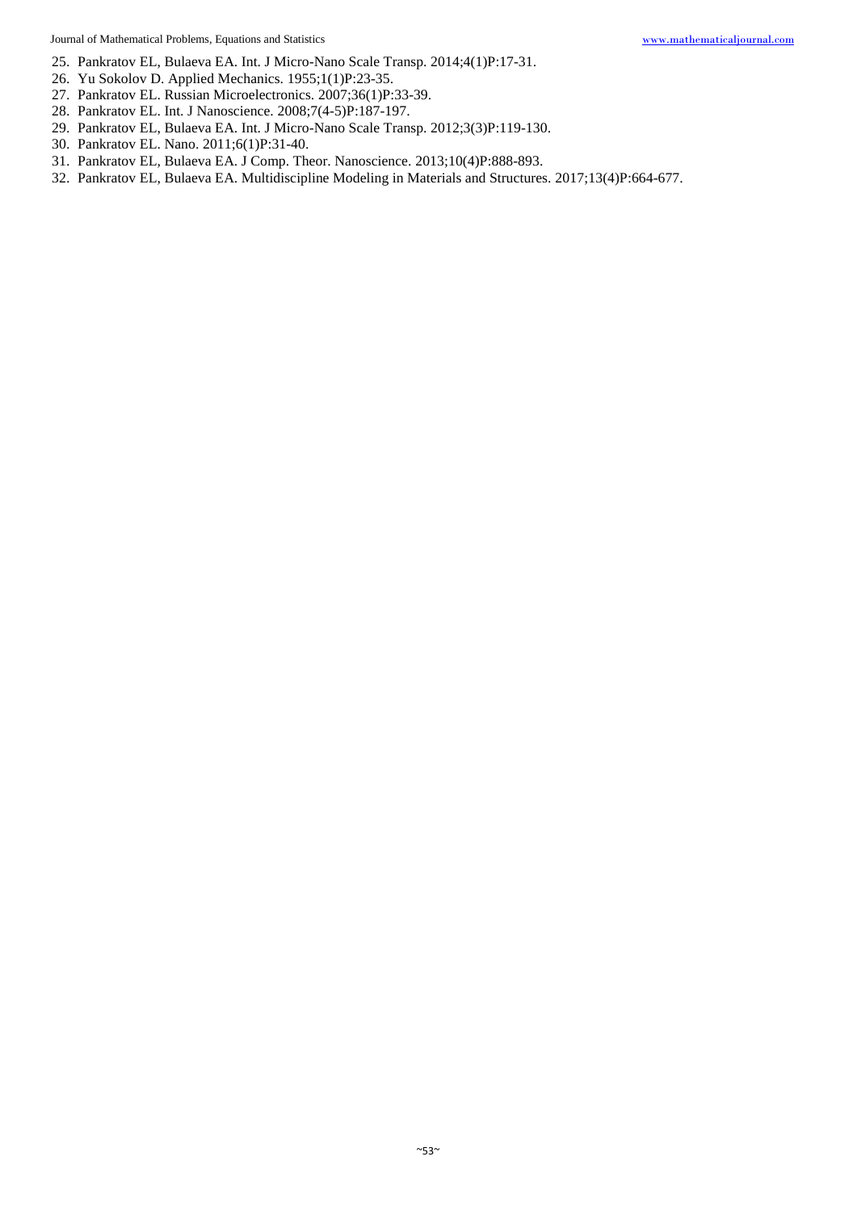25. Pankratov EL, Bulaeva EA. Int. J Micro-Nano Scale Transp. 2014;4(1)P:17-31.
26. Yu Sokolov D. Applied Mechanics. 1955;1(1)P:23-35.
27. Pankratov EL. Russian Microelectronics. 2007;36(1)P:33-39.
28. Pankratov EL. Int. J Nanoscience. 2008;7(4-5)P:187-197.
29. Pankratov EL, Bulaeva EA. Int. J Micro-Nano Scale Transp. 2012;3(3)P:119-130.
30. Pankratov EL. Nano. 2011;6(1)P:31-40.
31. Pankratov EL, Bulaeva EA. J Comp. Theor. Nanoscience. 2013;10(4)P:888-893.
32. Pankratov EL, Bulaeva EA. Multidiscipline Modeling in Materials and Structures. 2017;13(4)P:664-677.